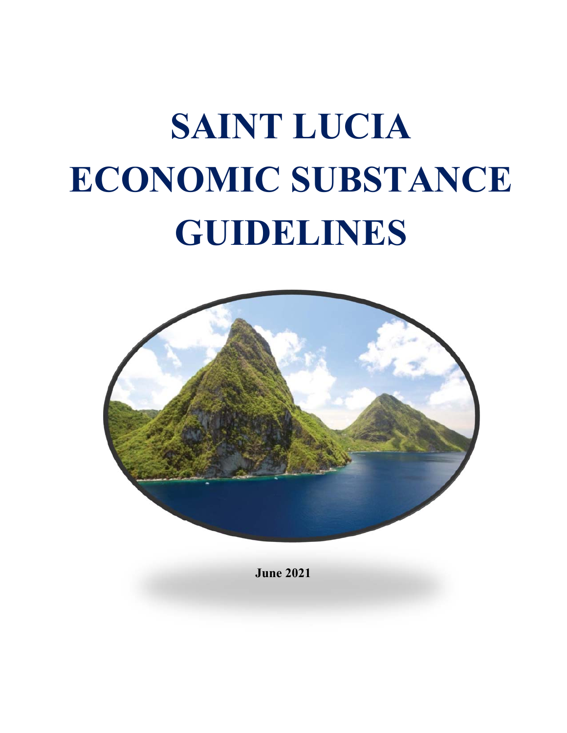# SAINT LUCIA ECONOMIC SUBSTANCE GUIDELINES

**June 2021**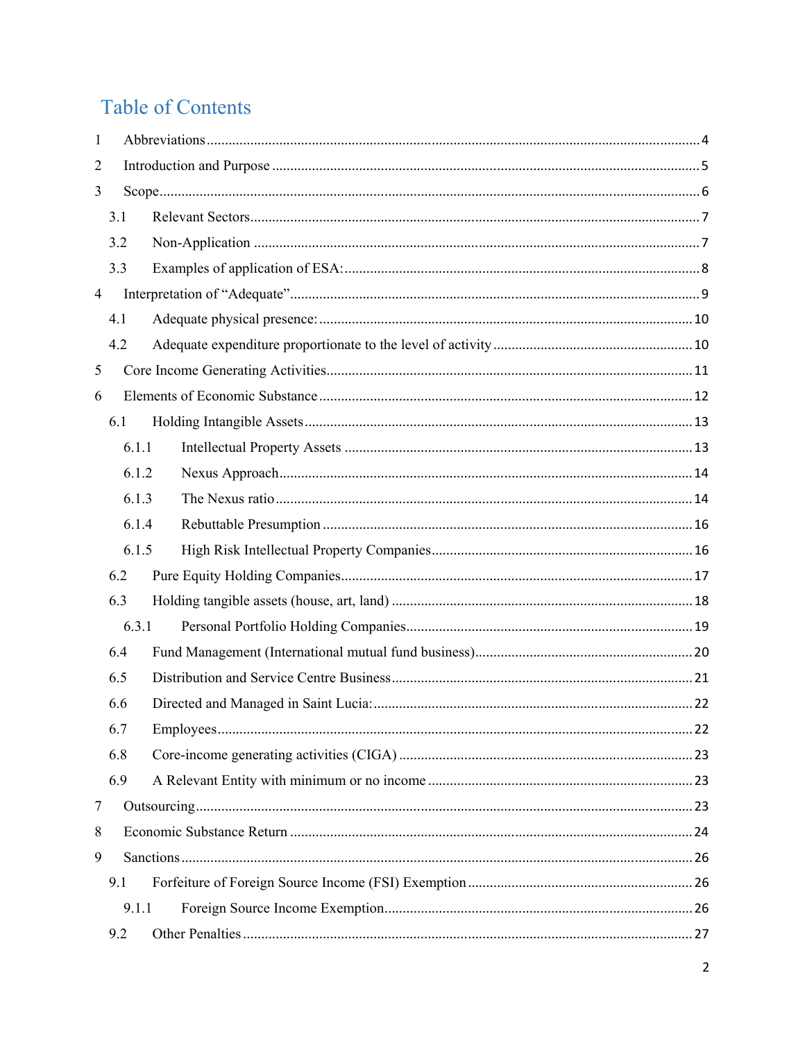# Table of Contents

1 Abbreviations .......... 4

2 Introduction and Purpose .......... 5

3 Scope .......... 6

- 3.1 Relevant Sectors .......... 7
- 3.2 Non-Application .......... 7
- 3.3 Examples of application of ESA: .......... 8

4 Interpretation of "Adequate" .......... 9

- 4.1 Adequate physical presence: .......... 10
- 4.2 Adequate expenditure proportionate to the level of activity .......... 10

5 Core Income Generating Activities .......... 11

6 Elements of Economic Substance .......... 12

- 6.1 Holding Intangible Assets .......... 13
  - 6.1.1 Intellectual Property Assets .......... 13
  - 6.1.2 Nexus Approach .......... 14
  - 6.1.3 The Nexus ratio .......... 14
  - 6.1.4 Rebuttable Presumption .......... 16
  - 6.1.5 High Risk Intellectual Property Companies .......... 16
- 6.2 Pure Equity Holding Companies .......... 17
- 6.3 Holding tangible assets (house, art, land) .......... 18
  - 6.3.1 Personal Portfolio Holding Companies .......... 19
- 6.4 Fund Management (International mutual fund business) .......... 20
- 6.5 Distribution and Service Centre Business .......... 21
- 6.6 Directed and Managed in Saint Lucia: .......... 22
- 6.7 Employees .......... 22
- 6.8 Core-income generating activities (CIGA) .......... 23
- 6.9 A Relevant Entity with minimum or no income .......... 23

7 Outsourcing .......... 23

8 Economic Substance Return .......... 24

9 Sanctions .......... 26

- 9.1 Forfeiture of Foreign Source Income (FSI) Exemption .......... 26
  - 9.1.1 Foreign Source Income Exemption .......... 26
- 9.2 Other Penalties .......... 27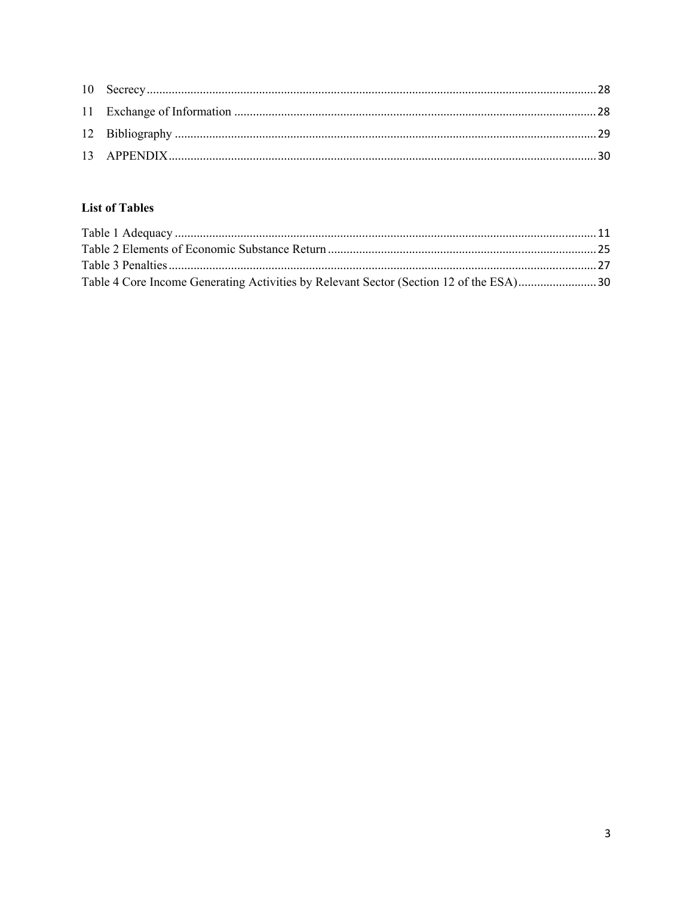10 Secrecy ............................................................................................................................................ 28

11 Exchange of Information ................................................................................................................ 28

12 Bibliography ................................................................................................................................... 29

13 APPENDIX ...................................................................................................................................... 30

**List of Tables**

Table 1 Adequacy ................................................................................................................................. 11

Table 2 Elements of Economic Substance Return ............................................................................... 25

Table 3 Penalties ................................................................................................................................... 27

Table 4 Core Income Generating Activities by Relevant Sector (Section 12 of the ESA) ........................ 30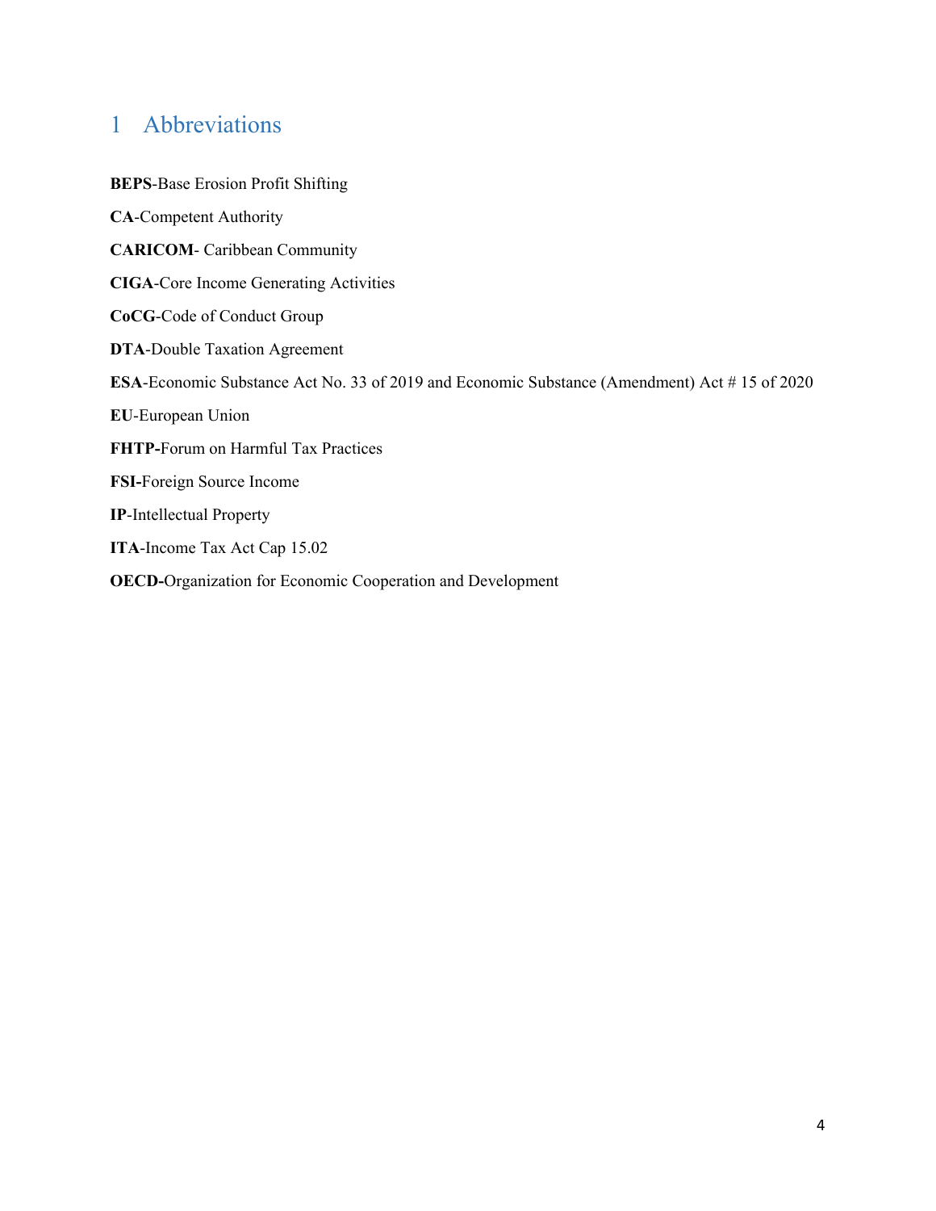# 1 Abbreviations

**BEPS**-Base Erosion Profit Shifting

**CA**-Competent Authority

**CARICOM**- Caribbean Community

**CIGA**-Core Income Generating Activities

**CoCG**-Code of Conduct Group

**DTA**-Double Taxation Agreement

**ESA**-Economic Substance Act No. 33 of 2019 and Economic Substance (Amendment) Act # 15 of 2020

**EU**-European Union

**FHTP-**Forum on Harmful Tax Practices

**FSI-**Foreign Source Income

**IP**-Intellectual Property

**ITA**-Income Tax Act Cap 15.02

**OECD-**Organization for Economic Cooperation and Development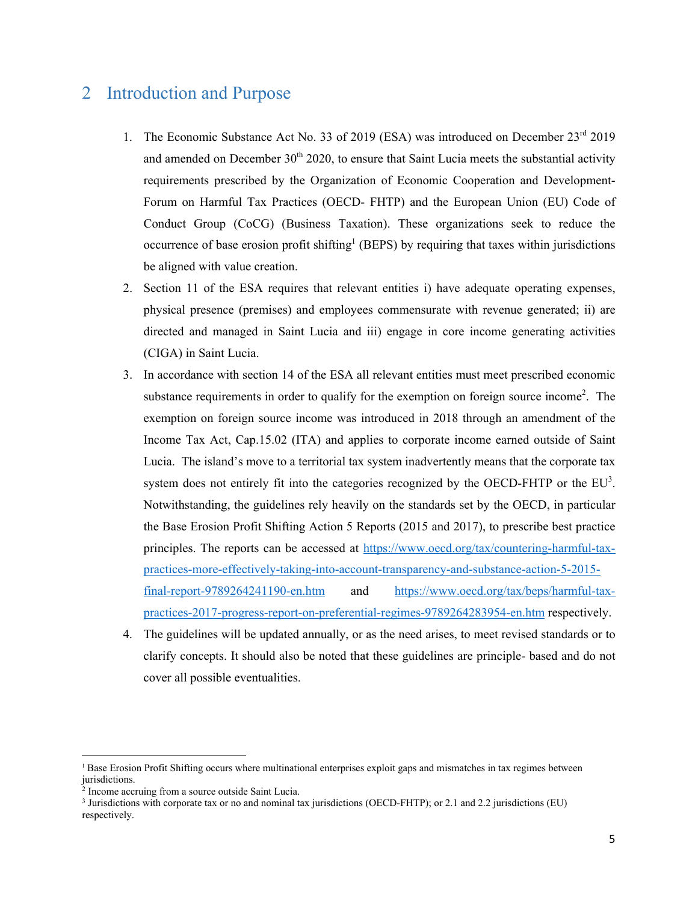# 2 Introduction and Purpose

1. The Economic Substance Act No. 33 of 2019 (ESA) was introduced on December 23rd 2019 and amended on December 30th 2020, to ensure that Saint Lucia meets the substantial activity requirements prescribed by the Organization of Economic Cooperation and Development-Forum on Harmful Tax Practices (OECD- FHTP) and the European Union (EU) Code of Conduct Group (CoCG) (Business Taxation). These organizations seek to reduce the occurrence of base erosion profit shifting[1] (BEPS) by requiring that taxes within jurisdictions be aligned with value creation.
2. Section 11 of the ESA requires that relevant entities i) have adequate operating expenses, physical presence (premises) and employees commensurate with revenue generated; ii) are directed and managed in Saint Lucia and iii) engage in core income generating activities (CIGA) in Saint Lucia.
3. In accordance with section 14 of the ESA all relevant entities must meet prescribed economic substance requirements in order to qualify for the exemption on foreign source income[2]. The exemption on foreign source income was introduced in 2018 through an amendment of the Income Tax Act, Cap.15.02 (ITA) and applies to corporate income earned outside of Saint Lucia. The island's move to a territorial tax system inadvertently means that the corporate tax system does not entirely fit into the categories recognized by the OECD-FHTP or the EU[3]. Notwithstanding, the guidelines rely heavily on the standards set by the OECD, in particular the Base Erosion Profit Shifting Action 5 Reports (2015 and 2017), to prescribe best practice principles. The reports can be accessed at https://www.oecd.org/tax/countering-harmful-tax-practices-more-effectively-taking-into-account-transparency-and-substance-action-5-2015-final-report-9789264241190-en.htm and https://www.oecd.org/tax/beps/harmful-tax-practices-2017-progress-report-on-preferential-regimes-9789264283954-en.htm respectively.
4. The guidelines will be updated annually, or as the need arises, to meet revised standards or to clarify concepts. It should also be noted that these guidelines are principle- based and do not cover all possible eventualities.

---

[1] Base Erosion Profit Shifting occurs where multinational enterprises exploit gaps and mismatches in tax regimes between jurisdictions.

[2] Income accruing from a source outside Saint Lucia.

[3] Jurisdictions with corporate tax or no and nominal tax jurisdictions (OECD-FHTP); or 2.1 and 2.2 jurisdictions (EU) respectively.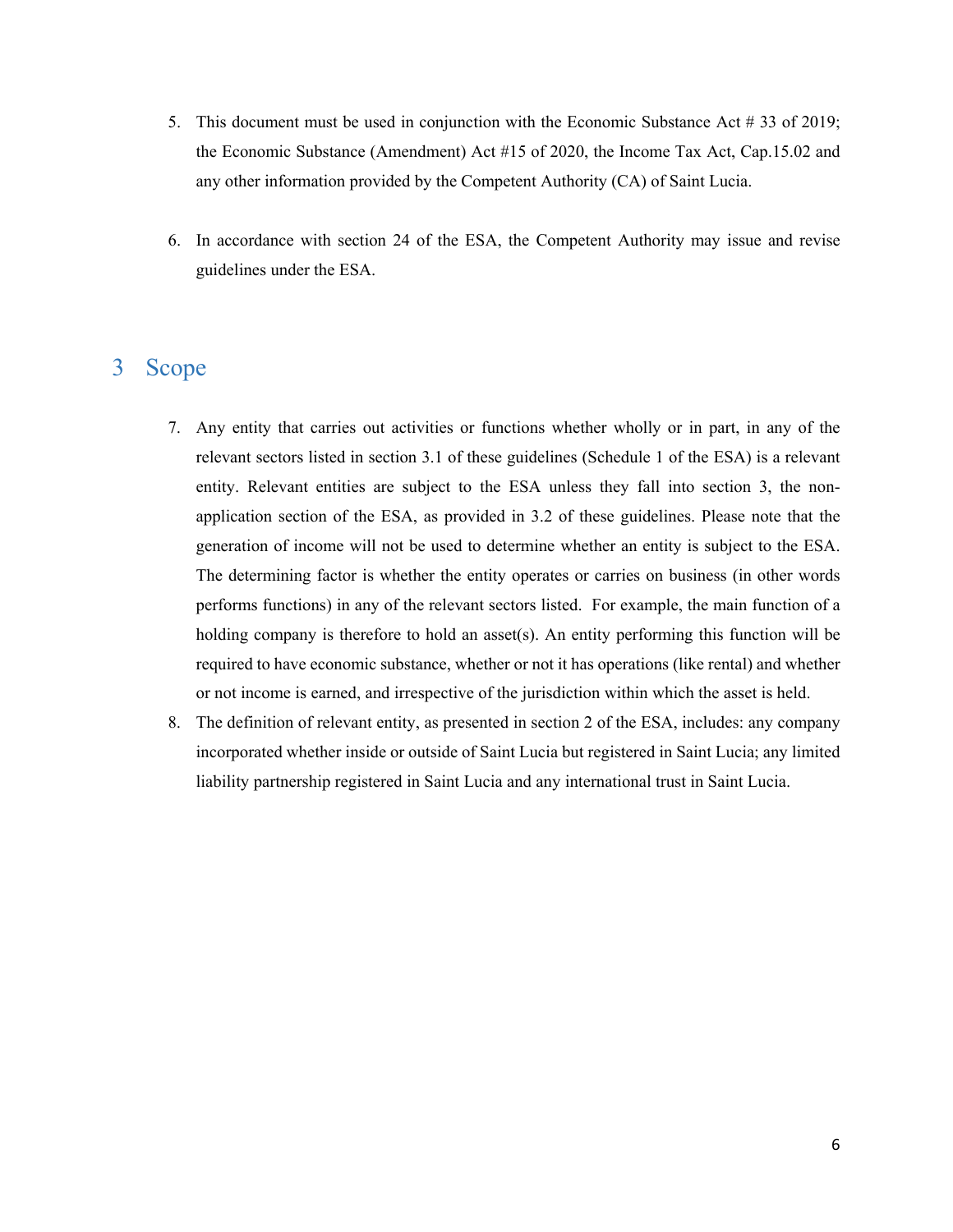5. This document must be used in conjunction with the Economic Substance Act # 33 of 2019; the Economic Substance (Amendment) Act #15 of 2020, the Income Tax Act, Cap.15.02 and any other information provided by the Competent Authority (CA) of Saint Lucia.

6. In accordance with section 24 of the ESA, the Competent Authority may issue and revise guidelines under the ESA.

# 3 Scope

7. Any entity that carries out activities or functions whether wholly or in part, in any of the relevant sectors listed in section 3.1 of these guidelines (Schedule 1 of the ESA) is a relevant entity. Relevant entities are subject to the ESA unless they fall into section 3, the non-application section of the ESA, as provided in 3.2 of these guidelines. Please note that the generation of income will not be used to determine whether an entity is subject to the ESA. The determining factor is whether the entity operates or carries on business (in other words performs functions) in any of the relevant sectors listed. For example, the main function of a holding company is therefore to hold an asset(s). An entity performing this function will be required to have economic substance, whether or not it has operations (like rental) and whether or not income is earned, and irrespective of the jurisdiction within which the asset is held.
8. The definition of relevant entity, as presented in section 2 of the ESA, includes: any company incorporated whether inside or outside of Saint Lucia but registered in Saint Lucia; any limited liability partnership registered in Saint Lucia and any international trust in Saint Lucia.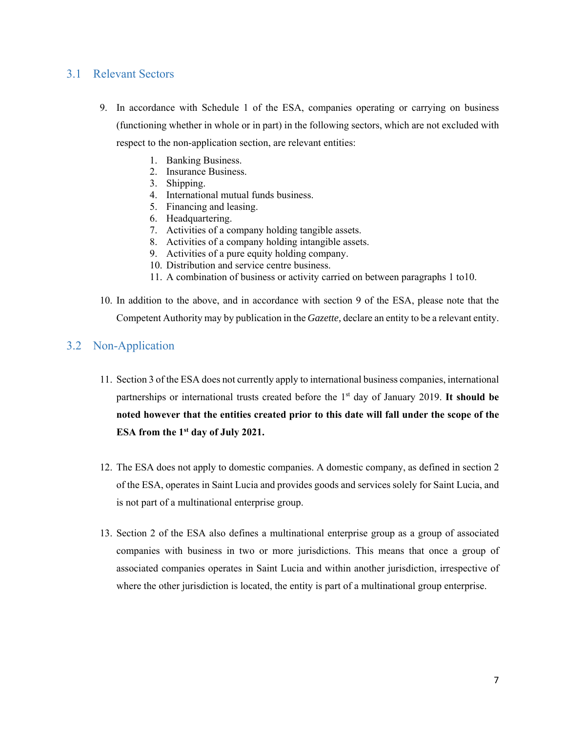## 3.1 Relevant Sectors

9. In accordance with Schedule 1 of the ESA, companies operating or carrying on business (functioning whether in whole or in part) in the following sectors, which are not excluded with respect to the non-application section, are relevant entities:

    1. Banking Business.
    2. Insurance Business.
    3. Shipping.
    4. International mutual funds business.
    5. Financing and leasing.
    6. Headquartering.
    7. Activities of a company holding tangible assets.
    8. Activities of a company holding intangible assets.
    9. Activities of a pure equity holding company.
    10. Distribution and service centre business.
    11. A combination of business or activity carried on between paragraphs 1 to10.

10. In addition to the above, and in accordance with section 9 of the ESA, please note that the Competent Authority may by publication in the *Gazette,* declare an entity to be a relevant entity.

## 3.2 Non-Application

11. Section 3 of the ESA does not currently apply to international business companies, international partnerships or international trusts created before the 1st day of January 2019. **It should be noted however that the entities created prior to this date will fall under the scope of the ESA from the 1st day of July 2021.**

12. The ESA does not apply to domestic companies. A domestic company, as defined in section 2 of the ESA, operates in Saint Lucia and provides goods and services solely for Saint Lucia, and is not part of a multinational enterprise group.

13. Section 2 of the ESA also defines a multinational enterprise group as a group of associated companies with business in two or more jurisdictions. This means that once a group of associated companies operates in Saint Lucia and within another jurisdiction, irrespective of where the other jurisdiction is located, the entity is part of a multinational group enterprise.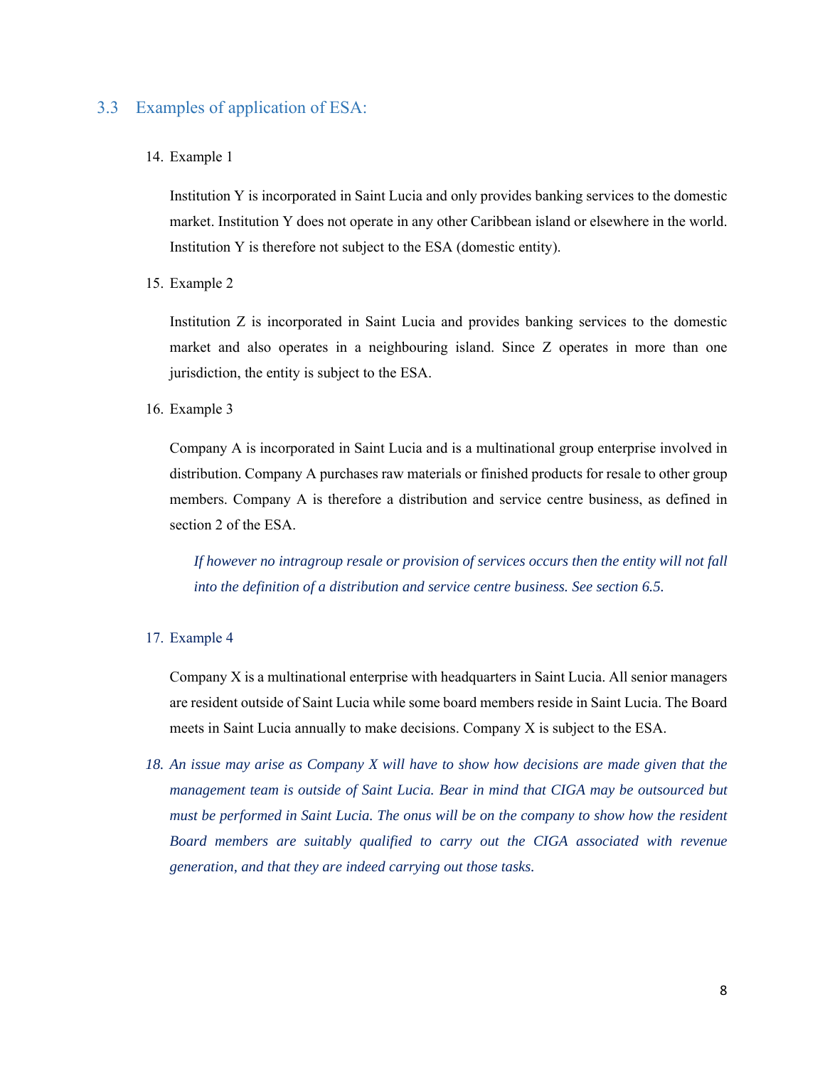## 3.3 Examples of application of ESA:

14. Example 1

Institution Y is incorporated in Saint Lucia and only provides banking services to the domestic market. Institution Y does not operate in any other Caribbean island or elsewhere in the world. Institution Y is therefore not subject to the ESA (domestic entity).

15. Example 2

Institution Z is incorporated in Saint Lucia and provides banking services to the domestic market and also operates in a neighbouring island. Since Z operates in more than one jurisdiction, the entity is subject to the ESA.

16. Example 3

Company A is incorporated in Saint Lucia and is a multinational group enterprise involved in distribution. Company A purchases raw materials or finished products for resale to other group members. Company A is therefore a distribution and service centre business, as defined in section 2 of the ESA.

*If however no intragroup resale or provision of services occurs then the entity will not fall into the definition of a distribution and service centre business. See section 6.5.*

17. Example 4

Company X is a multinational enterprise with headquarters in Saint Lucia. All senior managers are resident outside of Saint Lucia while some board members reside in Saint Lucia. The Board meets in Saint Lucia annually to make decisions. Company X is subject to the ESA.

18. *An issue may arise as Company X will have to show how decisions are made given that the management team is outside of Saint Lucia. Bear in mind that CIGA may be outsourced but must be performed in Saint Lucia. The onus will be on the company to show how the resident Board members are suitably qualified to carry out the CIGA associated with revenue generation, and that they are indeed carrying out those tasks.*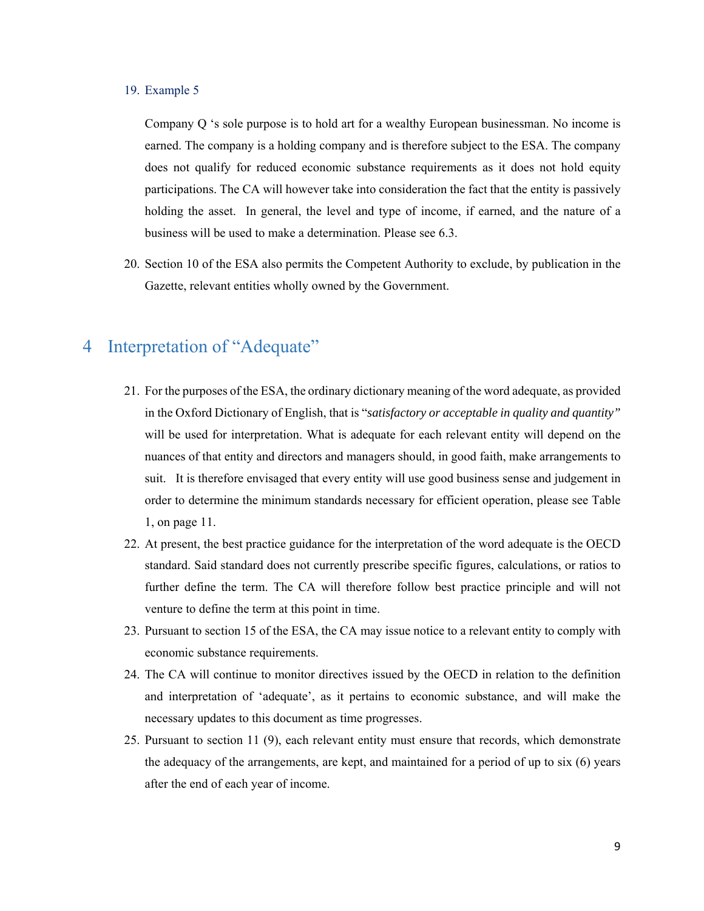19. Example 5

    Company Q 's sole purpose is to hold art for a wealthy European businessman. No income is earned. The company is a holding company and is therefore subject to the ESA. The company does not qualify for reduced economic substance requirements as it does not hold equity participations. The CA will however take into consideration the fact that the entity is passively holding the asset. In general, the level and type of income, if earned, and the nature of a business will be used to make a determination. Please see 6.3.

20. Section 10 of the ESA also permits the Competent Authority to exclude, by publication in the Gazette, relevant entities wholly owned by the Government.

# 4 Interpretation of "Adequate"

21. For the purposes of the ESA, the ordinary dictionary meaning of the word adequate, as provided in the Oxford Dictionary of English, that is "*satisfactory or acceptable in quality and quantity"* will be used for interpretation. What is adequate for each relevant entity will depend on the nuances of that entity and directors and managers should, in good faith, make arrangements to suit. It is therefore envisaged that every entity will use good business sense and judgement in order to determine the minimum standards necessary for efficient operation, please see Table 1, on page 11.
22. At present, the best practice guidance for the interpretation of the word adequate is the OECD standard. Said standard does not currently prescribe specific figures, calculations, or ratios to further define the term. The CA will therefore follow best practice principle and will not venture to define the term at this point in time.
23. Pursuant to section 15 of the ESA, the CA may issue notice to a relevant entity to comply with economic substance requirements.
24. The CA will continue to monitor directives issued by the OECD in relation to the definition and interpretation of 'adequate', as it pertains to economic substance, and will make the necessary updates to this document as time progresses.
25. Pursuant to section 11 (9), each relevant entity must ensure that records, which demonstrate the adequacy of the arrangements, are kept, and maintained for a period of up to six (6) years after the end of each year of income.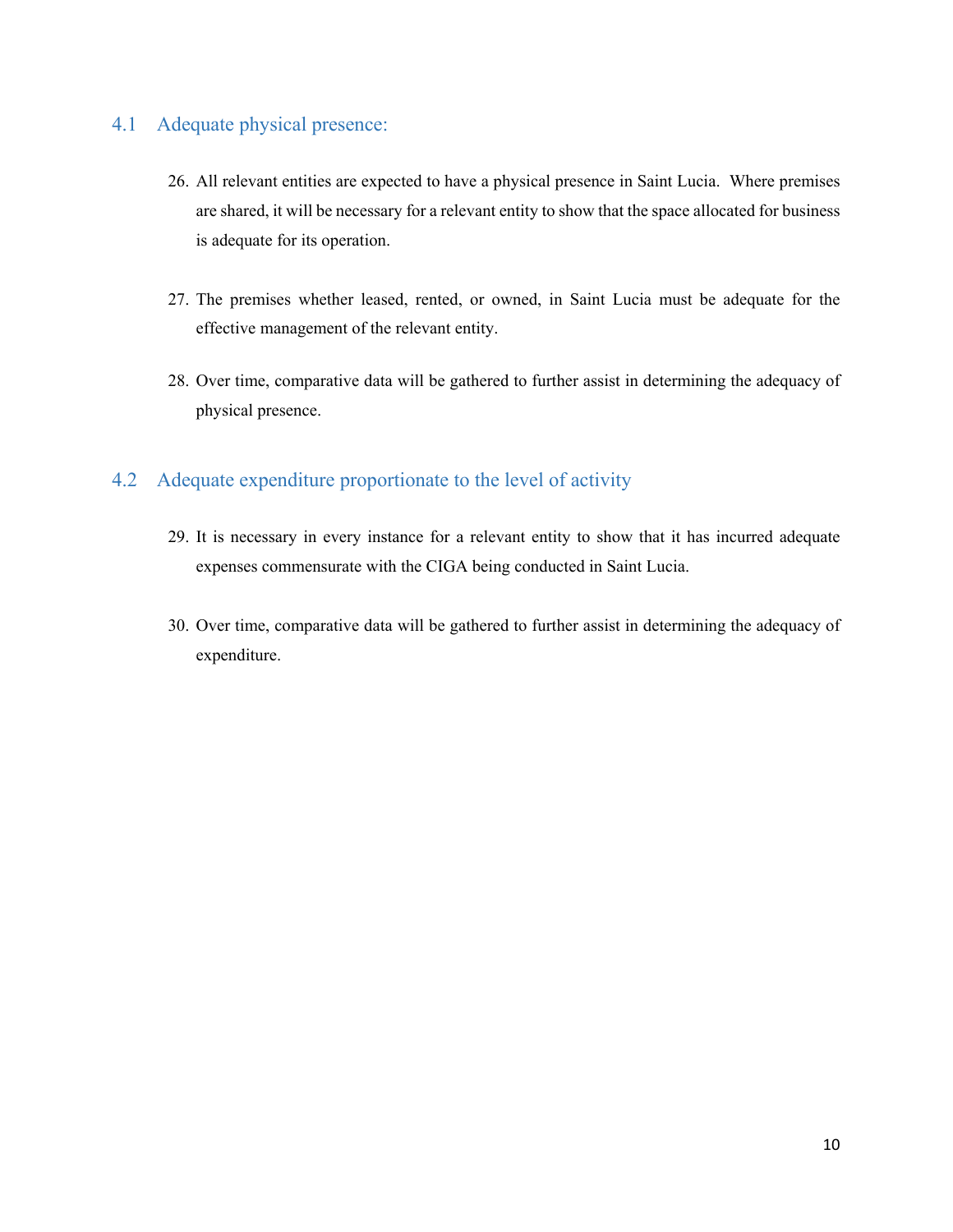## 4.1 Adequate physical presence:

26. All relevant entities are expected to have a physical presence in Saint Lucia. Where premises are shared, it will be necessary for a relevant entity to show that the space allocated for business is adequate for its operation.

27. The premises whether leased, rented, or owned, in Saint Lucia must be adequate for the effective management of the relevant entity.

28. Over time, comparative data will be gathered to further assist in determining the adequacy of physical presence.

## 4.2 Adequate expenditure proportionate to the level of activity

29. It is necessary in every instance for a relevant entity to show that it has incurred adequate expenses commensurate with the CIGA being conducted in Saint Lucia.

30. Over time, comparative data will be gathered to further assist in determining the adequacy of expenditure.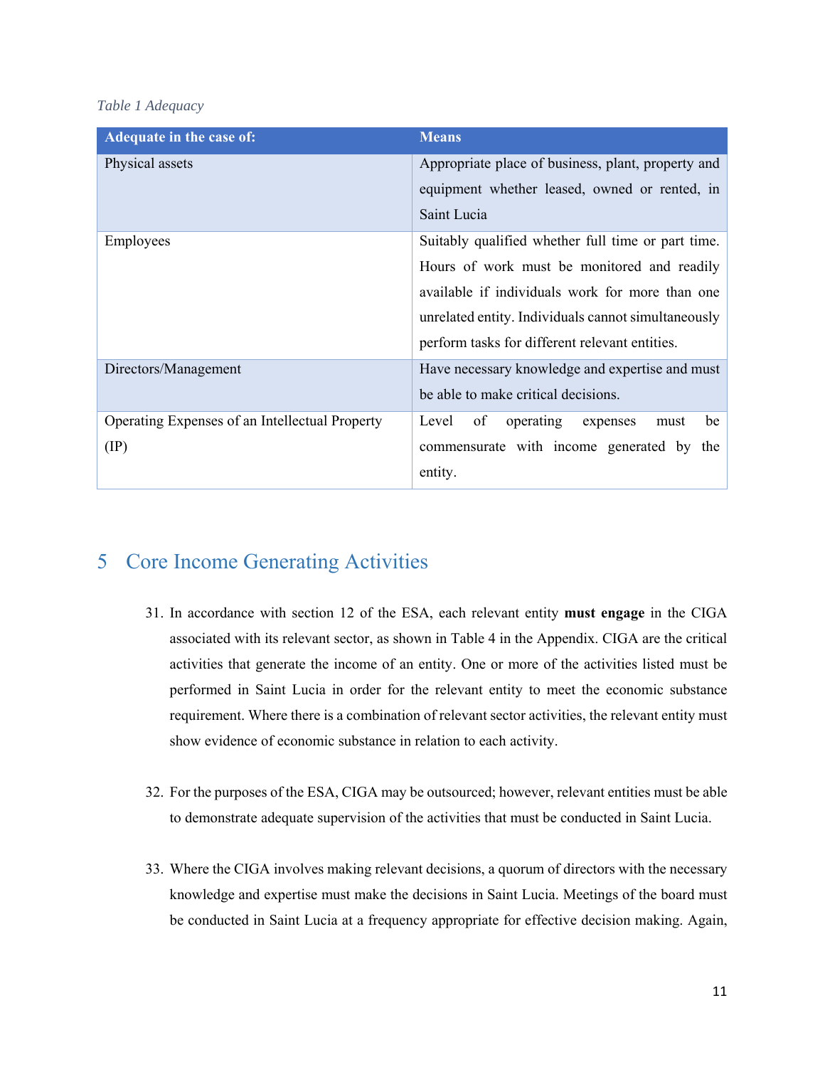*Table 1 Adequacy*

| Adequate in the case of: | Means |
|---|---|
| Physical assets | Appropriate place of business, plant, property and equipment whether leased, owned or rented, in Saint Lucia |
| Employees | Suitably qualified whether full time or part time. Hours of work must be monitored and readily available if individuals work for more than one unrelated entity. Individuals cannot simultaneously perform tasks for different relevant entities. |
| Directors/Management | Have necessary knowledge and expertise and must be able to make critical decisions. |
| Operating Expenses of an Intellectual Property (IP) | Level of operating expenses must be commensurate with income generated by the entity. |

# 5 Core Income Generating Activities

31. In accordance with section 12 of the ESA, each relevant entity **must engage** in the CIGA associated with its relevant sector, as shown in Table 4 in the Appendix. CIGA are the critical activities that generate the income of an entity. One or more of the activities listed must be performed in Saint Lucia in order for the relevant entity to meet the economic substance requirement. Where there is a combination of relevant sector activities, the relevant entity must show evidence of economic substance in relation to each activity.

32. For the purposes of the ESA, CIGA may be outsourced; however, relevant entities must be able to demonstrate adequate supervision of the activities that must be conducted in Saint Lucia.

33. Where the CIGA involves making relevant decisions, a quorum of directors with the necessary knowledge and expertise must make the decisions in Saint Lucia. Meetings of the board must be conducted in Saint Lucia at a frequency appropriate for effective decision making. Again,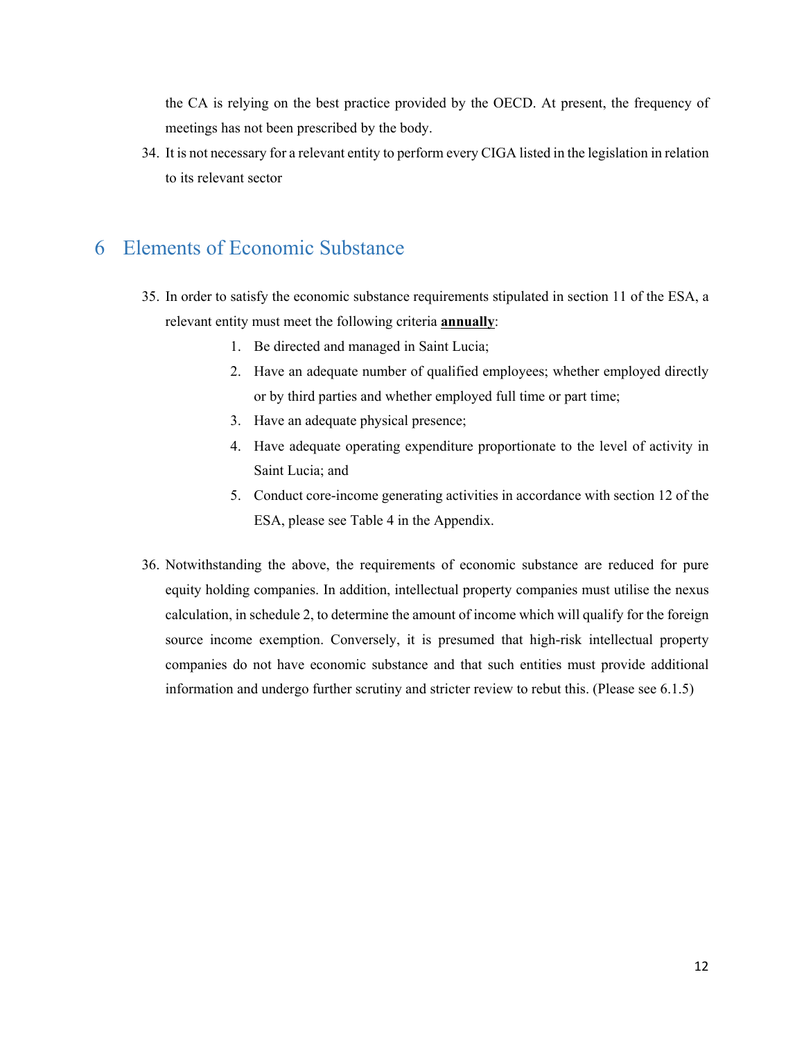the CA is relying on the best practice provided by the OECD. At present, the frequency of meetings has not been prescribed by the body.

34. It is not necessary for a relevant entity to perform every CIGA listed in the legislation in relation to its relevant sector

# 6 Elements of Economic Substance

35. In order to satisfy the economic substance requirements stipulated in section 11 of the ESA, a relevant entity must meet the following criteria **annually**:
    1. Be directed and managed in Saint Lucia;
    2. Have an adequate number of qualified employees; whether employed directly or by third parties and whether employed full time or part time;
    3. Have an adequate physical presence;
    4. Have adequate operating expenditure proportionate to the level of activity in Saint Lucia; and
    5. Conduct core-income generating activities in accordance with section 12 of the ESA, please see Table 4 in the Appendix.

36. Notwithstanding the above, the requirements of economic substance are reduced for pure equity holding companies. In addition, intellectual property companies must utilise the nexus calculation, in schedule 2, to determine the amount of income which will qualify for the foreign source income exemption. Conversely, it is presumed that high-risk intellectual property companies do not have economic substance and that such entities must provide additional information and undergo further scrutiny and stricter review to rebut this. (Please see 6.1.5)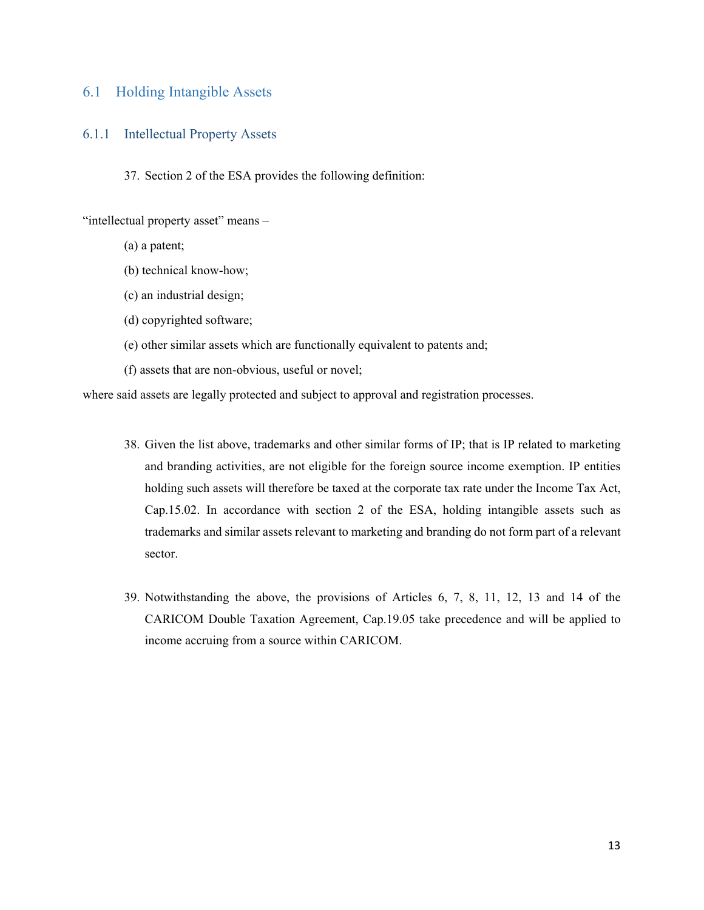## 6.1 Holding Intangible Assets

### 6.1.1 Intellectual Property Assets

37. Section 2 of the ESA provides the following definition:

"intellectual property asset" means –

(a) a patent;

(b) technical know-how;

(c) an industrial design;

(d) copyrighted software;

(e) other similar assets which are functionally equivalent to patents and;

(f) assets that are non-obvious, useful or novel;

where said assets are legally protected and subject to approval and registration processes.

38. Given the list above, trademarks and other similar forms of IP; that is IP related to marketing and branding activities, are not eligible for the foreign source income exemption. IP entities holding such assets will therefore be taxed at the corporate tax rate under the Income Tax Act, Cap.15.02. In accordance with section 2 of the ESA, holding intangible assets such as trademarks and similar assets relevant to marketing and branding do not form part of a relevant sector.

39. Notwithstanding the above, the provisions of Articles 6, 7, 8, 11, 12, 13 and 14 of the CARICOM Double Taxation Agreement, Cap.19.05 take precedence and will be applied to income accruing from a source within CARICOM.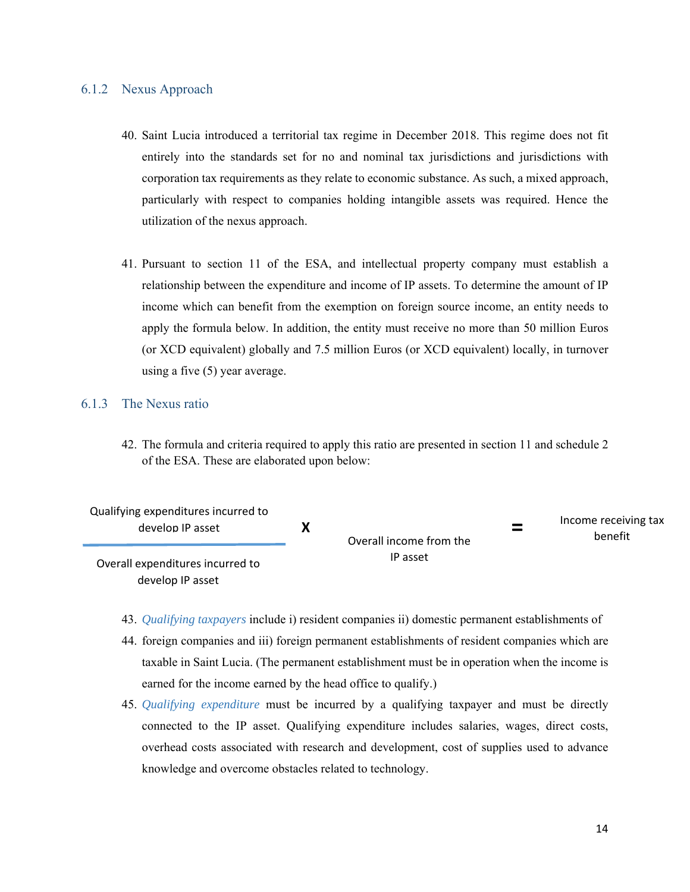### 6.1.2 Nexus Approach

40. Saint Lucia introduced a territorial tax regime in December 2018. This regime does not fit entirely into the standards set for no and nominal tax jurisdictions and jurisdictions with corporation tax requirements as they relate to economic substance. As such, a mixed approach, particularly with respect to companies holding intangible assets was required. Hence the utilization of the nexus approach.

41. Pursuant to section 11 of the ESA, and intellectual property company must establish a relationship between the expenditure and income of IP assets. To determine the amount of IP income which can benefit from the exemption on foreign source income, an entity needs to apply the formula below. In addition, the entity must receive no more than 50 million Euros (or XCD equivalent) globally and 7.5 million Euros (or XCD equivalent) locally, in turnover using a five (5) year average.

### 6.1.3 The Nexus ratio

42. The formula and criteria required to apply this ratio are presented in section 11 and schedule 2 of the ESA. These are elaborated upon below:

$$\frac{\text{Qualifying expenditures incurred to develop IP asset}}{\text{Overall expenditures incurred to develop IP asset}} \times \text{Overall income from the IP asset} = \text{Income receiving tax benefit}$$

43. *Qualifying taxpayers* include i) resident companies ii) domestic permanent establishments of
44. foreign companies and iii) foreign permanent establishments of resident companies which are taxable in Saint Lucia. (The permanent establishment must be in operation when the income is earned for the income earned by the head office to qualify.)
45. *Qualifying expenditure* must be incurred by a qualifying taxpayer and must be directly connected to the IP asset. Qualifying expenditure includes salaries, wages, direct costs, overhead costs associated with research and development, cost of supplies used to advance knowledge and overcome obstacles related to technology.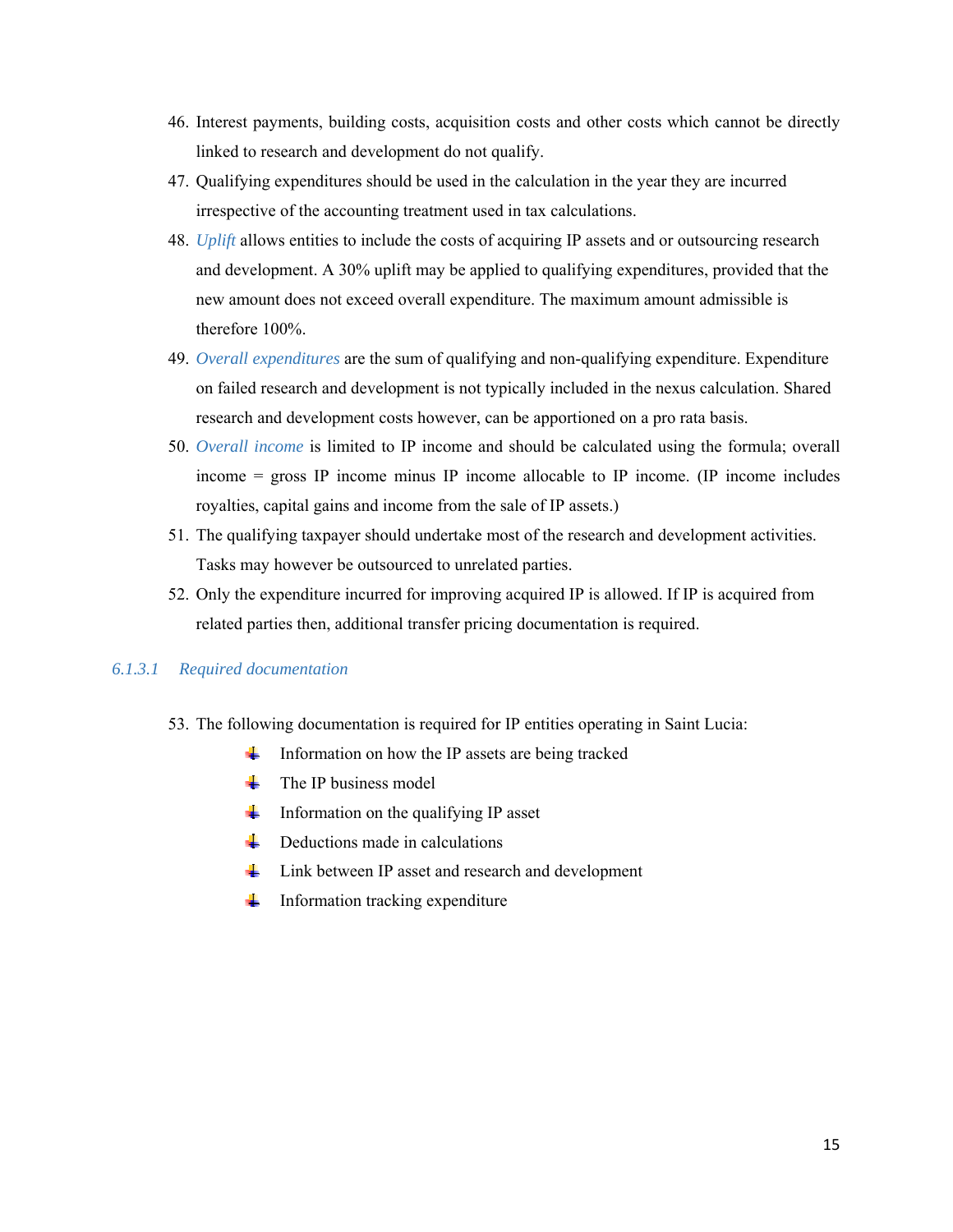46. Interest payments, building costs, acquisition costs and other costs which cannot be directly linked to research and development do not qualify.
47. Qualifying expenditures should be used in the calculation in the year they are incurred irrespective of the accounting treatment used in tax calculations.
48. *Uplift* allows entities to include the costs of acquiring IP assets and or outsourcing research and development. A 30% uplift may be applied to qualifying expenditures, provided that the new amount does not exceed overall expenditure. The maximum amount admissible is therefore 100%.
49. *Overall expenditures* are the sum of qualifying and non-qualifying expenditure. Expenditure on failed research and development is not typically included in the nexus calculation. Shared research and development costs however, can be apportioned on a pro rata basis.
50. *Overall income* is limited to IP income and should be calculated using the formula; overall income = gross IP income minus IP income allocable to IP income. (IP income includes royalties, capital gains and income from the sale of IP assets.)
51. The qualifying taxpayer should undertake most of the research and development activities. Tasks may however be outsourced to unrelated parties.
52. Only the expenditure incurred for improving acquired IP is allowed. If IP is acquired from related parties then, additional transfer pricing documentation is required.

#### 6.1.3.1 Required documentation

53. The following documentation is required for IP entities operating in Saint Lucia:
    - Information on how the IP assets are being tracked
    - The IP business model
    - Information on the qualifying IP asset
    - Deductions made in calculations
    - Link between IP asset and research and development
    - Information tracking expenditure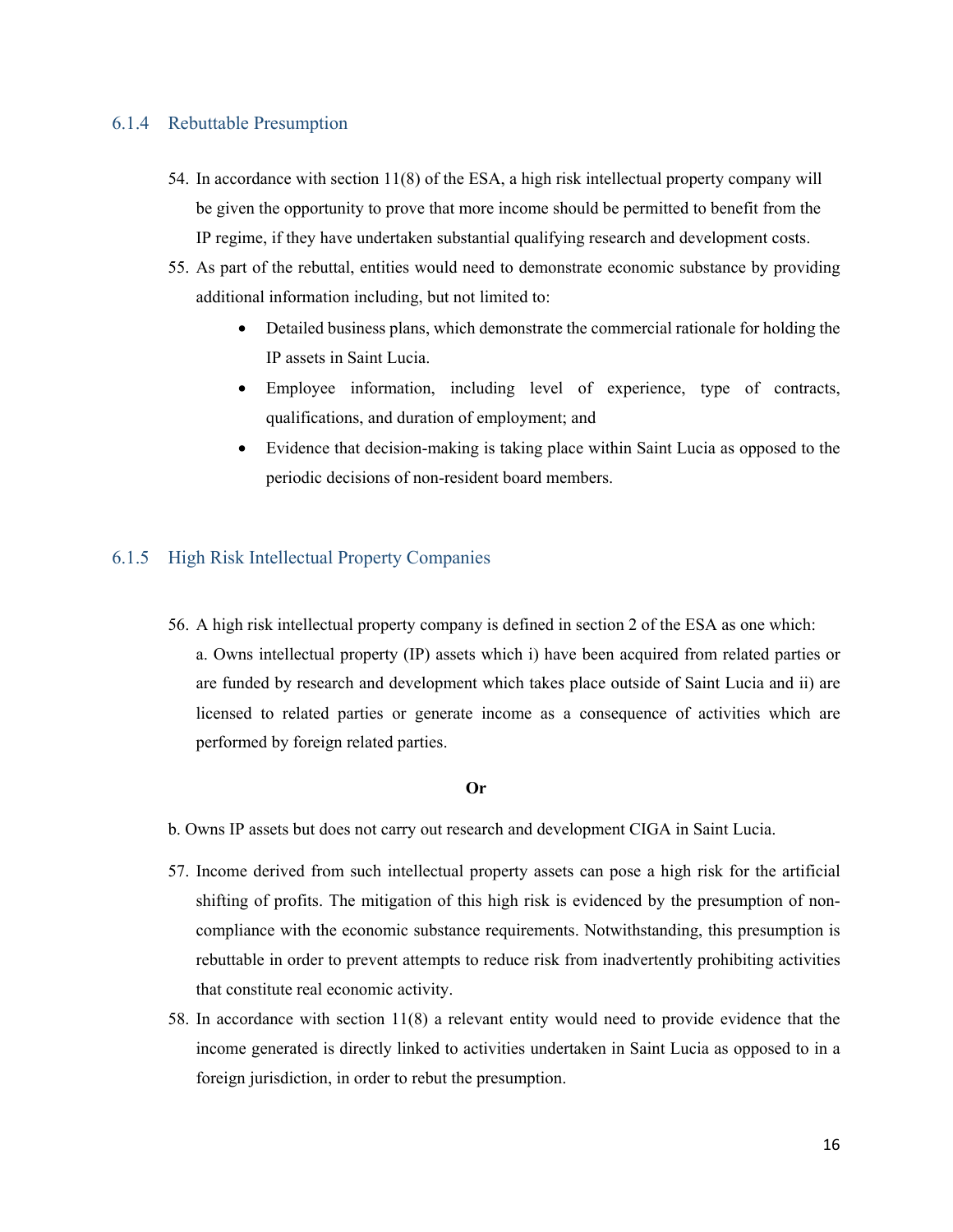### 6.1.4 Rebuttable Presumption

54. In accordance with section 11(8) of the ESA, a high risk intellectual property company will be given the opportunity to prove that more income should be permitted to benefit from the IP regime, if they have undertaken substantial qualifying research and development costs.
55. As part of the rebuttal, entities would need to demonstrate economic substance by providing additional information including, but not limited to:
    - Detailed business plans, which demonstrate the commercial rationale for holding the IP assets in Saint Lucia.
    - Employee information, including level of experience, type of contracts, qualifications, and duration of employment; and
    - Evidence that decision-making is taking place within Saint Lucia as opposed to the periodic decisions of non-resident board members.

### 6.1.5 High Risk Intellectual Property Companies

56. A high risk intellectual property company is defined in section 2 of the ESA as one which:

    a. Owns intellectual property (IP) assets which i) have been acquired from related parties or are funded by research and development which takes place outside of Saint Lucia and ii) are licensed to related parties or generate income as a consequence of activities which are performed by foreign related parties.

**Or**

b. Owns IP assets but does not carry out research and development CIGA in Saint Lucia.

57. Income derived from such intellectual property assets can pose a high risk for the artificial shifting of profits. The mitigation of this high risk is evidenced by the presumption of non-compliance with the economic substance requirements. Notwithstanding, this presumption is rebuttable in order to prevent attempts to reduce risk from inadvertently prohibiting activities that constitute real economic activity.
58. In accordance with section 11(8) a relevant entity would need to provide evidence that the income generated is directly linked to activities undertaken in Saint Lucia as opposed to in a foreign jurisdiction, in order to rebut the presumption.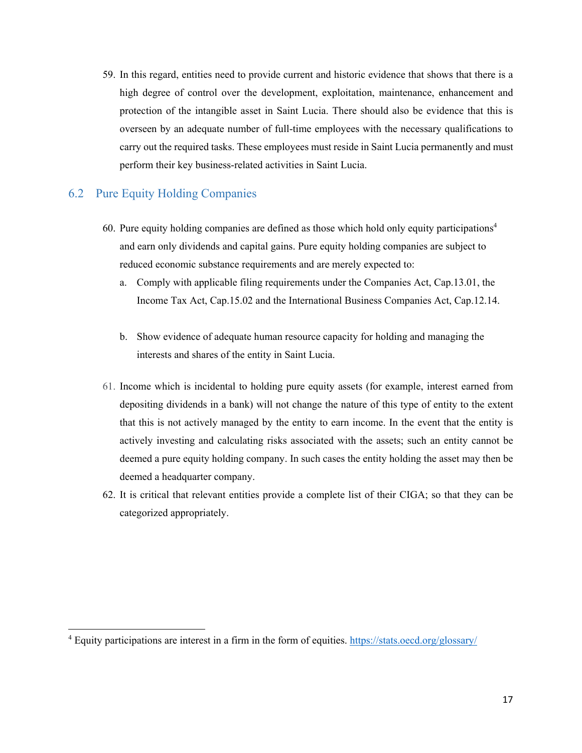59. In this regard, entities need to provide current and historic evidence that shows that there is a high degree of control over the development, exploitation, maintenance, enhancement and protection of the intangible asset in Saint Lucia. There should also be evidence that this is overseen by an adequate number of full-time employees with the necessary qualifications to carry out the required tasks. These employees must reside in Saint Lucia permanently and must perform their key business-related activities in Saint Lucia.

## 6.2 Pure Equity Holding Companies

60. Pure equity holding companies are defined as those which hold only equity participations[4] and earn only dividends and capital gains. Pure equity holding companies are subject to reduced economic substance requirements and are merely expected to:
    a. Comply with applicable filing requirements under the Companies Act, Cap.13.01, the Income Tax Act, Cap.15.02 and the International Business Companies Act, Cap.12.14.

    b. Show evidence of adequate human resource capacity for holding and managing the interests and shares of the entity in Saint Lucia.

61. Income which is incidental to holding pure equity assets (for example, interest earned from depositing dividends in a bank) will not change the nature of this type of entity to the extent that this is not actively managed by the entity to earn income. In the event that the entity is actively investing and calculating risks associated with the assets; such an entity cannot be deemed a pure equity holding company. In such cases the entity holding the asset may then be deemed a headquarter company.
62. It is critical that relevant entities provide a complete list of their CIGA; so that they can be categorized appropriately.

[4] Equity participations are interest in a firm in the form of equities. https://stats.oecd.org/glossary/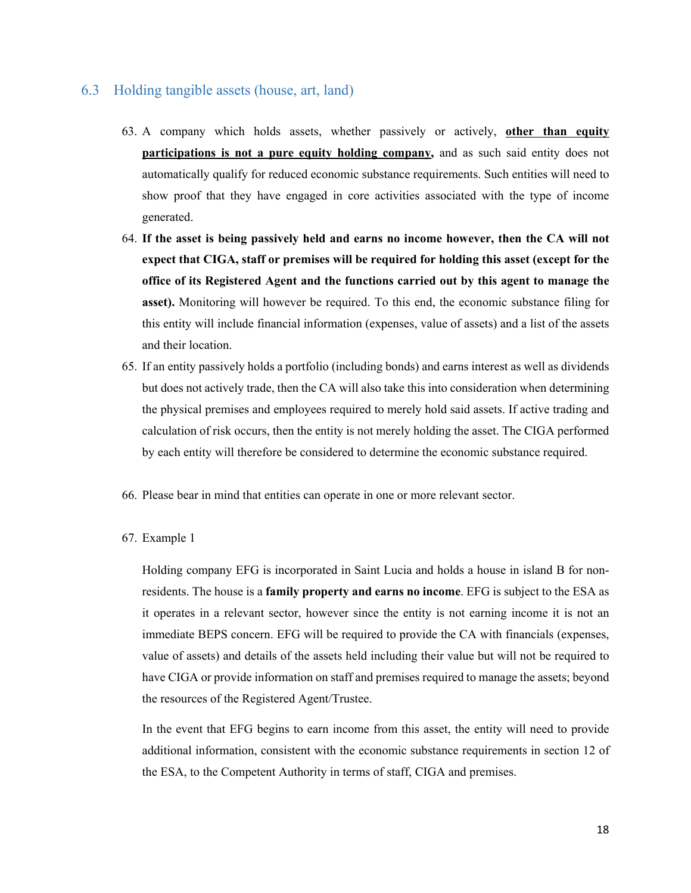## 6.3 Holding tangible assets (house, art, land)

63. A company which holds assets, whether passively or actively, **<u>other than equity participations is not a pure equity holding company</u>,** and as such said entity does not automatically qualify for reduced economic substance requirements. Such entities will need to show proof that they have engaged in core activities associated with the type of income generated.

64. **If the asset is being passively held and earns no income however, then the CA will not expect that CIGA, staff or premises will be required for holding this asset (except for the office of its Registered Agent and the functions carried out by this agent to manage the asset).** Monitoring will however be required. To this end, the economic substance filing for this entity will include financial information (expenses, value of assets) and a list of the assets and their location.

65. If an entity passively holds a portfolio (including bonds) and earns interest as well as dividends but does not actively trade, then the CA will also take this into consideration when determining the physical premises and employees required to merely hold said assets. If active trading and calculation of risk occurs, then the entity is not merely holding the asset. The CIGA performed by each entity will therefore be considered to determine the economic substance required.

66. Please bear in mind that entities can operate in one or more relevant sector.

67. Example 1

    Holding company EFG is incorporated in Saint Lucia and holds a house in island B for non-residents. The house is a **family property and earns no income**. EFG is subject to the ESA as it operates in a relevant sector, however since the entity is not earning income it is not an immediate BEPS concern. EFG will be required to provide the CA with financials (expenses, value of assets) and details of the assets held including their value but will not be required to have CIGA or provide information on staff and premises required to manage the assets; beyond the resources of the Registered Agent/Trustee.

    In the event that EFG begins to earn income from this asset, the entity will need to provide additional information, consistent with the economic substance requirements in section 12 of the ESA, to the Competent Authority in terms of staff, CIGA and premises.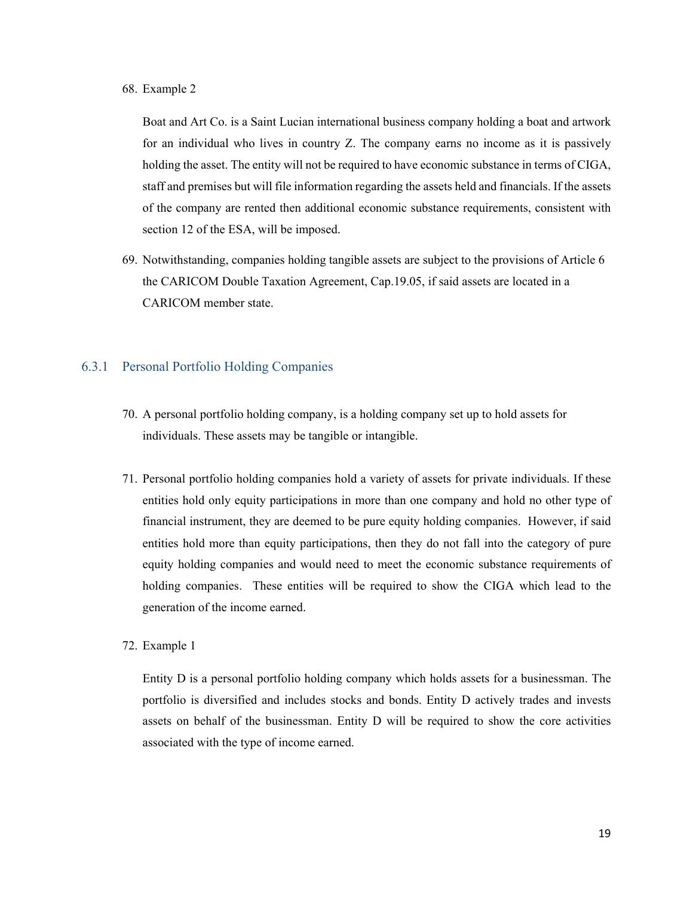68. Example 2

    Boat and Art Co. is a Saint Lucian international business company holding a boat and artwork for an individual who lives in country Z. The company earns no income as it is passively holding the asset. The entity will not be required to have economic substance in terms of CIGA, staff and premises but will file information regarding the assets held and financials. If the assets of the company are rented then additional economic substance requirements, consistent with section 12 of the ESA, will be imposed.

69. Notwithstanding, companies holding tangible assets are subject to the provisions of Article 6 the CARICOM Double Taxation Agreement, Cap.19.05, if said assets are located in a CARICOM member state.

### 6.3.1 Personal Portfolio Holding Companies

70. A personal portfolio holding company, is a holding company set up to hold assets for individuals. These assets may be tangible or intangible.

71. Personal portfolio holding companies hold a variety of assets for private individuals. If these entities hold only equity participations in more than one company and hold no other type of financial instrument, they are deemed to be pure equity holding companies. However, if said entities hold more than equity participations, then they do not fall into the category of pure equity holding companies and would need to meet the economic substance requirements of holding companies. These entities will be required to show the CIGA which lead to the generation of the income earned.

72. Example 1

    Entity D is a personal portfolio holding company which holds assets for a businessman. The portfolio is diversified and includes stocks and bonds. Entity D actively trades and invests assets on behalf of the businessman. Entity D will be required to show the core activities associated with the type of income earned.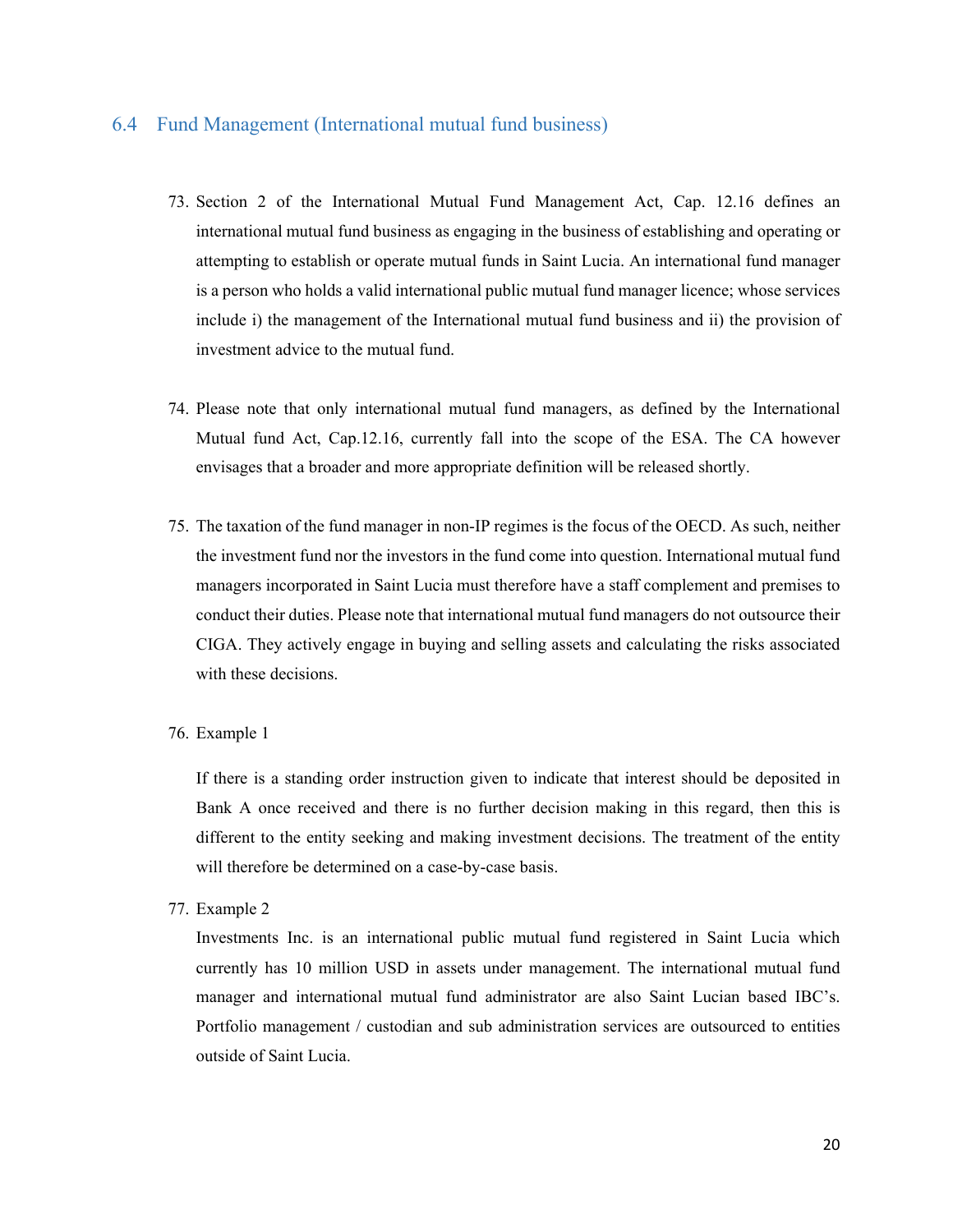## 6.4 Fund Management (International mutual fund business)

73. Section 2 of the International Mutual Fund Management Act, Cap. 12.16 defines an international mutual fund business as engaging in the business of establishing and operating or attempting to establish or operate mutual funds in Saint Lucia. An international fund manager is a person who holds a valid international public mutual fund manager licence; whose services include i) the management of the International mutual fund business and ii) the provision of investment advice to the mutual fund.

74. Please note that only international mutual fund managers, as defined by the International Mutual fund Act, Cap.12.16, currently fall into the scope of the ESA. The CA however envisages that a broader and more appropriate definition will be released shortly.

75. The taxation of the fund manager in non-IP regimes is the focus of the OECD. As such, neither the investment fund nor the investors in the fund come into question. International mutual fund managers incorporated in Saint Lucia must therefore have a staff complement and premises to conduct their duties. Please note that international mutual fund managers do not outsource their CIGA. They actively engage in buying and selling assets and calculating the risks associated with these decisions.

76. Example 1

    If there is a standing order instruction given to indicate that interest should be deposited in Bank A once received and there is no further decision making in this regard, then this is different to the entity seeking and making investment decisions. The treatment of the entity will therefore be determined on a case-by-case basis.

77. Example 2

    Investments Inc. is an international public mutual fund registered in Saint Lucia which currently has 10 million USD in assets under management. The international mutual fund manager and international mutual fund administrator are also Saint Lucian based IBC's. Portfolio management / custodian and sub administration services are outsourced to entities outside of Saint Lucia.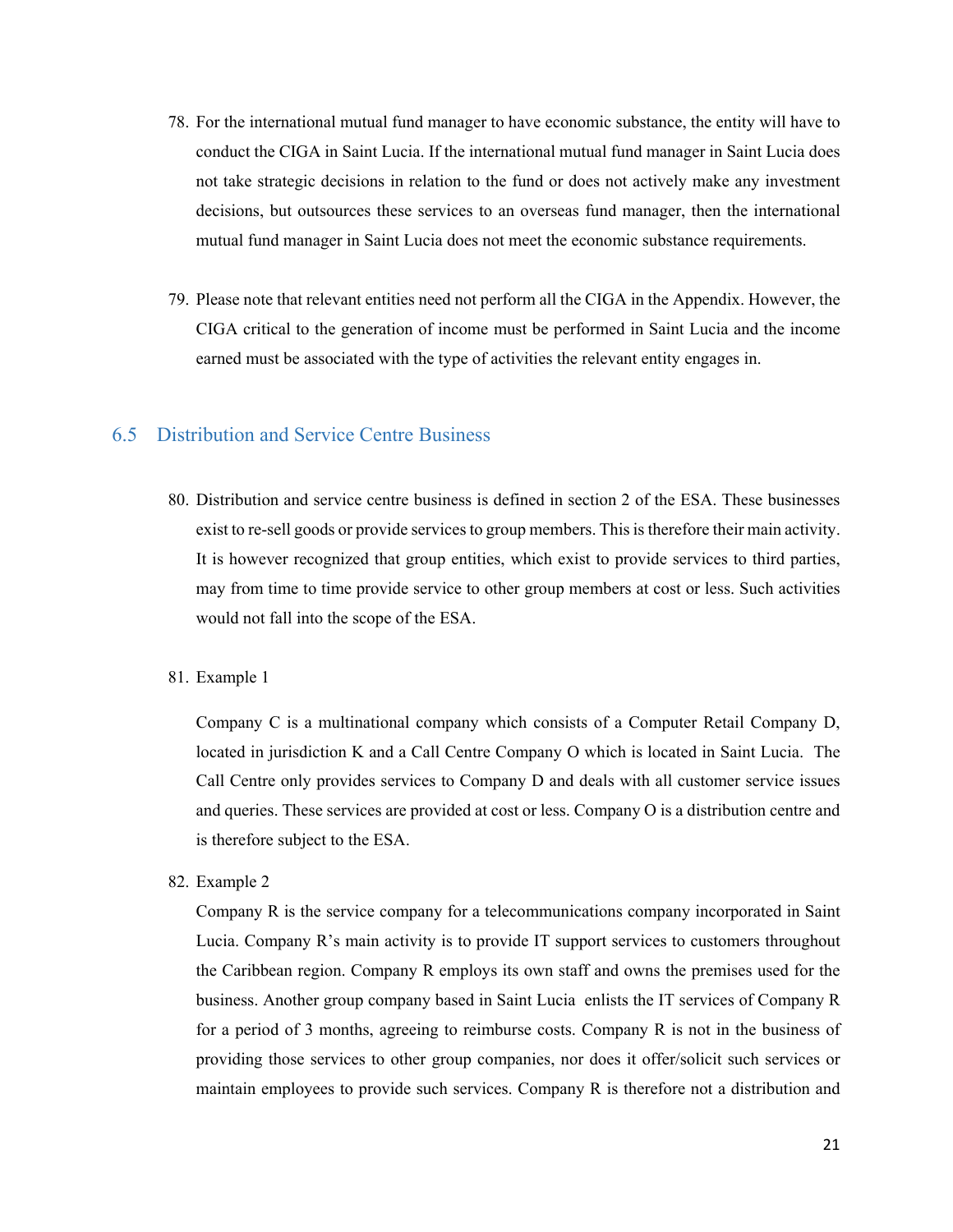78. For the international mutual fund manager to have economic substance, the entity will have to conduct the CIGA in Saint Lucia. If the international mutual fund manager in Saint Lucia does not take strategic decisions in relation to the fund or does not actively make any investment decisions, but outsources these services to an overseas fund manager, then the international mutual fund manager in Saint Lucia does not meet the economic substance requirements.

79. Please note that relevant entities need not perform all the CIGA in the Appendix. However, the CIGA critical to the generation of income must be performed in Saint Lucia and the income earned must be associated with the type of activities the relevant entity engages in.

## 6.5 Distribution and Service Centre Business

80. Distribution and service centre business is defined in section 2 of the ESA. These businesses exist to re-sell goods or provide services to group members. This is therefore their main activity. It is however recognized that group entities, which exist to provide services to third parties, may from time to time provide service to other group members at cost or less. Such activities would not fall into the scope of the ESA.

81. Example 1

    Company C is a multinational company which consists of a Computer Retail Company D, located in jurisdiction K and a Call Centre Company O which is located in Saint Lucia. The Call Centre only provides services to Company D and deals with all customer service issues and queries. These services are provided at cost or less. Company O is a distribution centre and is therefore subject to the ESA.

82. Example 2

    Company R is the service company for a telecommunications company incorporated in Saint Lucia. Company R's main activity is to provide IT support services to customers throughout the Caribbean region. Company R employs its own staff and owns the premises used for the business. Another group company based in Saint Lucia enlists the IT services of Company R for a period of 3 months, agreeing to reimburse costs. Company R is not in the business of providing those services to other group companies, nor does it offer/solicit such services or maintain employees to provide such services. Company R is therefore not a distribution and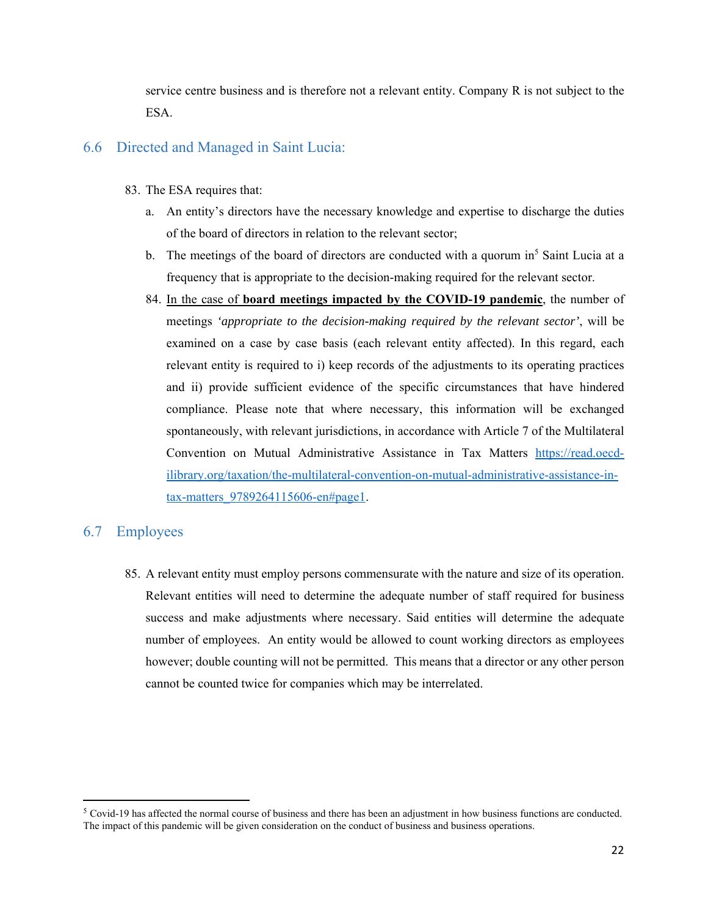service centre business and is therefore not a relevant entity. Company R is not subject to the ESA.

## 6.6 Directed and Managed in Saint Lucia:

83. The ESA requires that:
    a. An entity's directors have the necessary knowledge and expertise to discharge the duties of the board of directors in relation to the relevant sector;
    b. The meetings of the board of directors are conducted with a quorum in[5] Saint Lucia at a frequency that is appropriate to the decision-making required for the relevant sector.
84. In the case of **board meetings impacted by the COVID-19 pandemic**, the number of meetings *'appropriate to the decision-making required by the relevant sector'*, will be examined on a case by case basis (each relevant entity affected). In this regard, each relevant entity is required to i) keep records of the adjustments to its operating practices and ii) provide sufficient evidence of the specific circumstances that have hindered compliance. Please note that where necessary, this information will be exchanged spontaneously, with relevant jurisdictions, in accordance with Article 7 of the Multilateral Convention on Mutual Administrative Assistance in Tax Matters https://read.oecd-ilibrary.org/taxation/the-multilateral-convention-on-mutual-administrative-assistance-in-tax-matters_9789264115606-en#page1.

## 6.7 Employees

85. A relevant entity must employ persons commensurate with the nature and size of its operation. Relevant entities will need to determine the adequate number of staff required for business success and make adjustments where necessary. Said entities will determine the adequate number of employees. An entity would be allowed to count working directors as employees however; double counting will not be permitted. This means that a director or any other person cannot be counted twice for companies which may be interrelated.

[5] Covid-19 has affected the normal course of business and there has been an adjustment in how business functions are conducted. The impact of this pandemic will be given consideration on the conduct of business and business operations.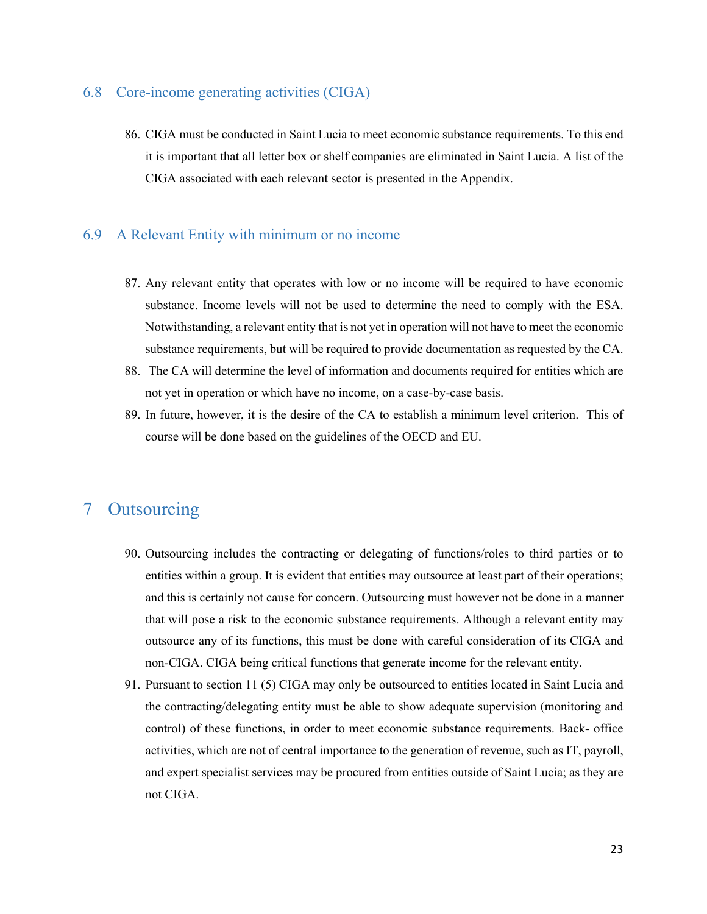### 6.8 Core-income generating activities (CIGA)

86. CIGA must be conducted in Saint Lucia to meet economic substance requirements. To this end it is important that all letter box or shelf companies are eliminated in Saint Lucia. A list of the CIGA associated with each relevant sector is presented in the Appendix.

### 6.9 A Relevant Entity with minimum or no income

87. Any relevant entity that operates with low or no income will be required to have economic substance. Income levels will not be used to determine the need to comply with the ESA. Notwithstanding, a relevant entity that is not yet in operation will not have to meet the economic substance requirements, but will be required to provide documentation as requested by the CA.
88. The CA will determine the level of information and documents required for entities which are not yet in operation or which have no income, on a case-by-case basis.
89. In future, however, it is the desire of the CA to establish a minimum level criterion. This of course will be done based on the guidelines of the OECD and EU.

## 7 Outsourcing

90. Outsourcing includes the contracting or delegating of functions/roles to third parties or to entities within a group. It is evident that entities may outsource at least part of their operations; and this is certainly not cause for concern. Outsourcing must however not be done in a manner that will pose a risk to the economic substance requirements. Although a relevant entity may outsource any of its functions, this must be done with careful consideration of its CIGA and non-CIGA. CIGA being critical functions that generate income for the relevant entity.
91. Pursuant to section 11 (5) CIGA may only be outsourced to entities located in Saint Lucia and the contracting/delegating entity must be able to show adequate supervision (monitoring and control) of these functions, in order to meet economic substance requirements. Back- office activities, which are not of central importance to the generation of revenue, such as IT, payroll, and expert specialist services may be procured from entities outside of Saint Lucia; as they are not CIGA.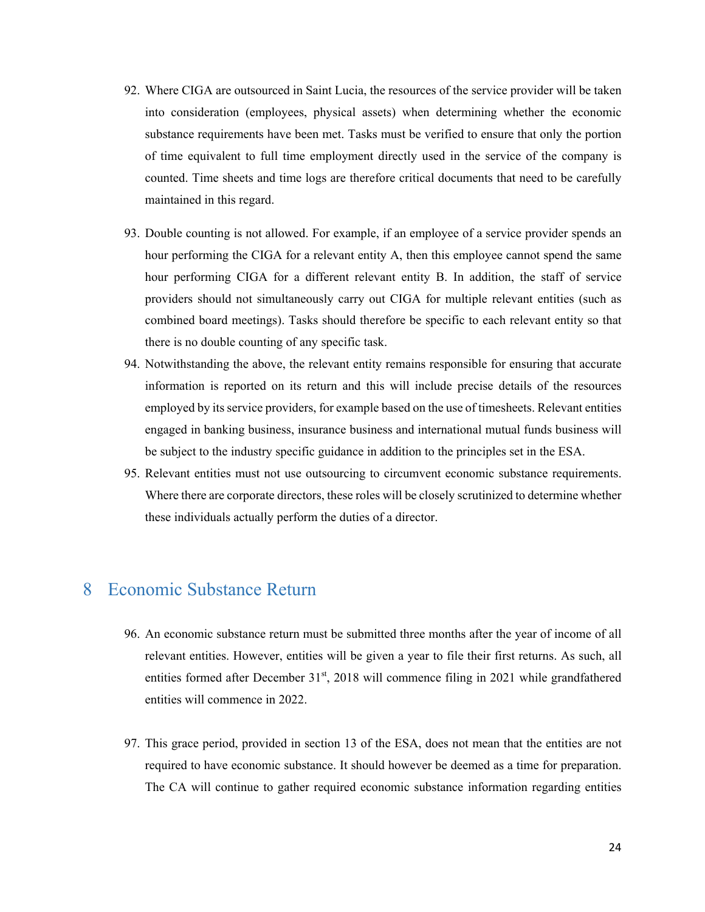92. Where CIGA are outsourced in Saint Lucia, the resources of the service provider will be taken into consideration (employees, physical assets) when determining whether the economic substance requirements have been met. Tasks must be verified to ensure that only the portion of time equivalent to full time employment directly used in the service of the company is counted. Time sheets and time logs are therefore critical documents that need to be carefully maintained in this regard.

93. Double counting is not allowed. For example, if an employee of a service provider spends an hour performing the CIGA for a relevant entity A, then this employee cannot spend the same hour performing CIGA for a different relevant entity B. In addition, the staff of service providers should not simultaneously carry out CIGA for multiple relevant entities (such as combined board meetings). Tasks should therefore be specific to each relevant entity so that there is no double counting of any specific task.

94. Notwithstanding the above, the relevant entity remains responsible for ensuring that accurate information is reported on its return and this will include precise details of the resources employed by its service providers, for example based on the use of timesheets. Relevant entities engaged in banking business, insurance business and international mutual funds business will be subject to the industry specific guidance in addition to the principles set in the ESA.

95. Relevant entities must not use outsourcing to circumvent economic substance requirements. Where there are corporate directors, these roles will be closely scrutinized to determine whether these individuals actually perform the duties of a director.

# 8 Economic Substance Return

96. An economic substance return must be submitted three months after the year of income of all relevant entities. However, entities will be given a year to file their first returns. As such, all entities formed after December 31st, 2018 will commence filing in 2021 while grandfathered entities will commence in 2022.

97. This grace period, provided in section 13 of the ESA, does not mean that the entities are not required to have economic substance. It should however be deemed as a time for preparation. The CA will continue to gather required economic substance information regarding entities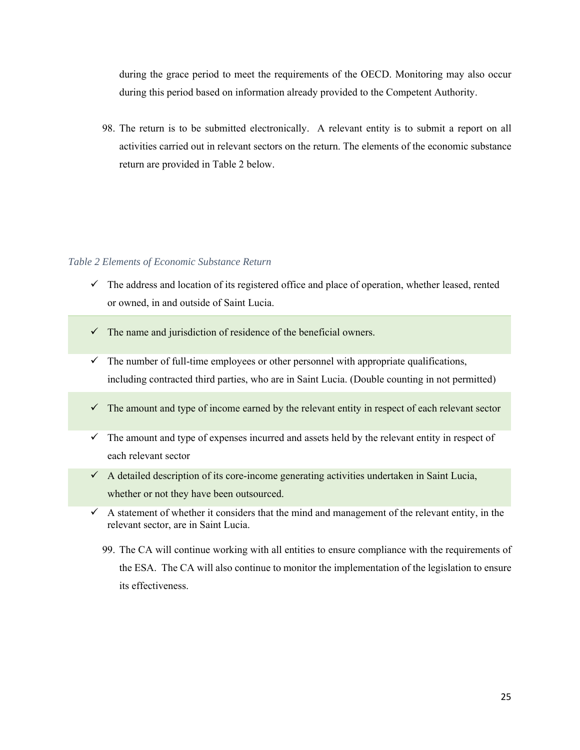during the grace period to meet the requirements of the OECD. Monitoring may also occur during this period based on information already provided to the Competent Authority.

98. The return is to be submitted electronically. A relevant entity is to submit a report on all activities carried out in relevant sectors on the return. The elements of the economic substance return are provided in Table 2 below.

*Table 2 Elements of Economic Substance Return*

- ✓ The address and location of its registered office and place of operation, whether leased, rented or owned, in and outside of Saint Lucia.
- ✓ The name and jurisdiction of residence of the beneficial owners.
- ✓ The number of full-time employees or other personnel with appropriate qualifications, including contracted third parties, who are in Saint Lucia. (Double counting in not permitted)
- ✓ The amount and type of income earned by the relevant entity in respect of each relevant sector
- ✓ The amount and type of expenses incurred and assets held by the relevant entity in respect of each relevant sector
- ✓ A detailed description of its core-income generating activities undertaken in Saint Lucia, whether or not they have been outsourced.
- ✓ A statement of whether it considers that the mind and management of the relevant entity, in the relevant sector, are in Saint Lucia.

99. The CA will continue working with all entities to ensure compliance with the requirements of the ESA. The CA will also continue to monitor the implementation of the legislation to ensure its effectiveness.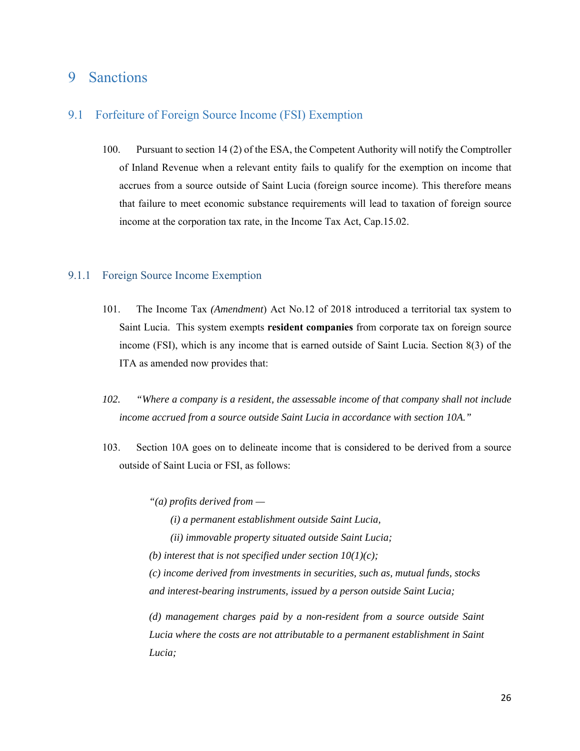# 9 Sanctions

## 9.1 Forfeiture of Foreign Source Income (FSI) Exemption

100. Pursuant to section 14 (2) of the ESA, the Competent Authority will notify the Comptroller of Inland Revenue when a relevant entity fails to qualify for the exemption on income that accrues from a source outside of Saint Lucia (foreign source income). This therefore means that failure to meet economic substance requirements will lead to taxation of foreign source income at the corporation tax rate, in the Income Tax Act, Cap.15.02.

### 9.1.1 Foreign Source Income Exemption

101. The Income Tax *(Amendment*) Act No.12 of 2018 introduced a territorial tax system to Saint Lucia. This system exempts **resident companies** from corporate tax on foreign source income (FSI), which is any income that is earned outside of Saint Lucia. Section 8(3) of the ITA as amended now provides that:

*102. "Where a company is a resident, the assessable income of that company shall not include income accrued from a source outside Saint Lucia in accordance with section 10A."*

103. Section 10A goes on to delineate income that is considered to be derived from a source outside of Saint Lucia or FSI, as follows:

> *"(a) profits derived from —*
>
> *(i) a permanent establishment outside Saint Lucia,*
>
> *(ii) immovable property situated outside Saint Lucia;*
>
> *(b) interest that is not specified under section 10(1)(c);*
>
> *(c) income derived from investments in securities, such as, mutual funds, stocks and interest-bearing instruments, issued by a person outside Saint Lucia;*
>
> *(d) management charges paid by a non-resident from a source outside Saint Lucia where the costs are not attributable to a permanent establishment in Saint Lucia;*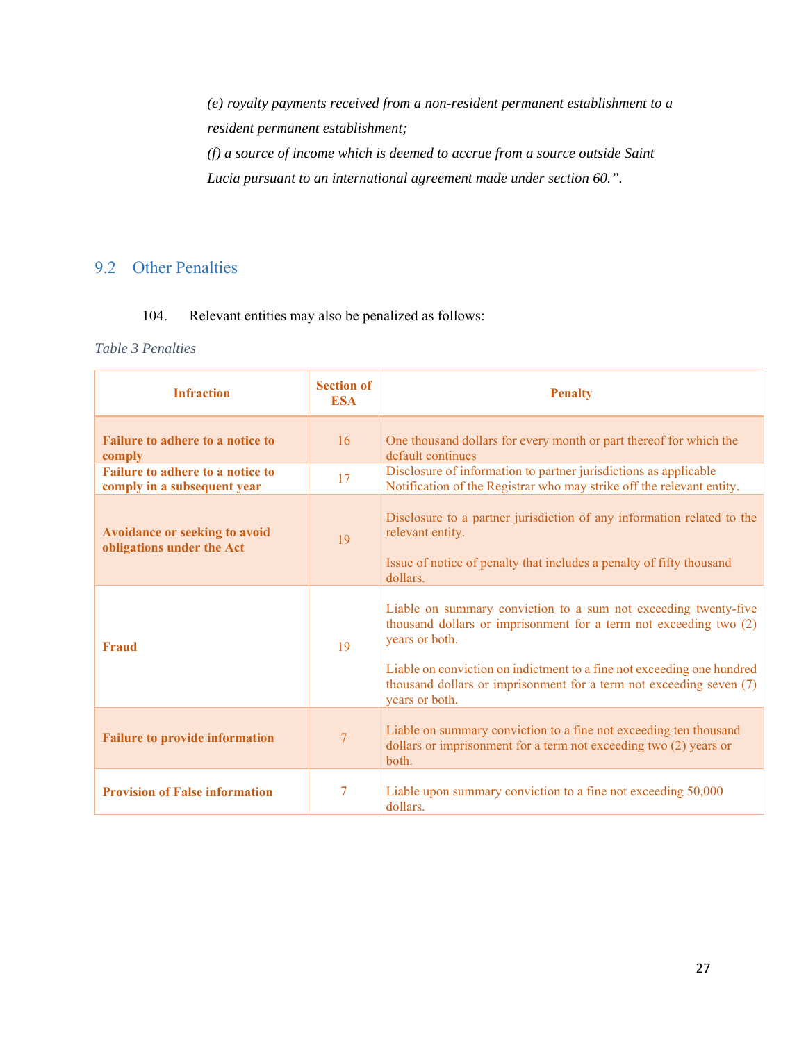*(e) royalty payments received from a non-resident permanent establishment to a resident permanent establishment;*

*(f) a source of income which is deemed to accrue from a source outside Saint Lucia pursuant to an international agreement made under section 60.".*

## 9.2 Other Penalties

104. Relevant entities may also be penalized as follows:

*Table 3 Penalties*

| Infraction | Section of ESA | Penalty |
|---|---|---|
| **Failure to adhere to a notice to comply** | 16 | One thousand dollars for every month or part thereof for which the default continues |
| **Failure to adhere to a notice to comply in a subsequent year** | 17 | Disclosure of information to partner jurisdictions as applicable Notification of the Registrar who may strike off the relevant entity. |
| **Avoidance or seeking to avoid obligations under the Act** | 19 | Disclosure to a partner jurisdiction of any information related to the relevant entity.<br><br>Issue of notice of penalty that includes a penalty of fifty thousand dollars. |
| **Fraud** | 19 | Liable on summary conviction to a sum not exceeding twenty-five thousand dollars or imprisonment for a term not exceeding two (2) years or both.<br><br>Liable on conviction on indictment to a fine not exceeding one hundred thousand dollars or imprisonment for a term not exceeding seven (7) years or both. |
| **Failure to provide information** | 7 | Liable on summary conviction to a fine not exceeding ten thousand dollars or imprisonment for a term not exceeding two (2) years or both. |
| **Provision of False information** | 7 | Liable upon summary conviction to a fine not exceeding 50,000 dollars. |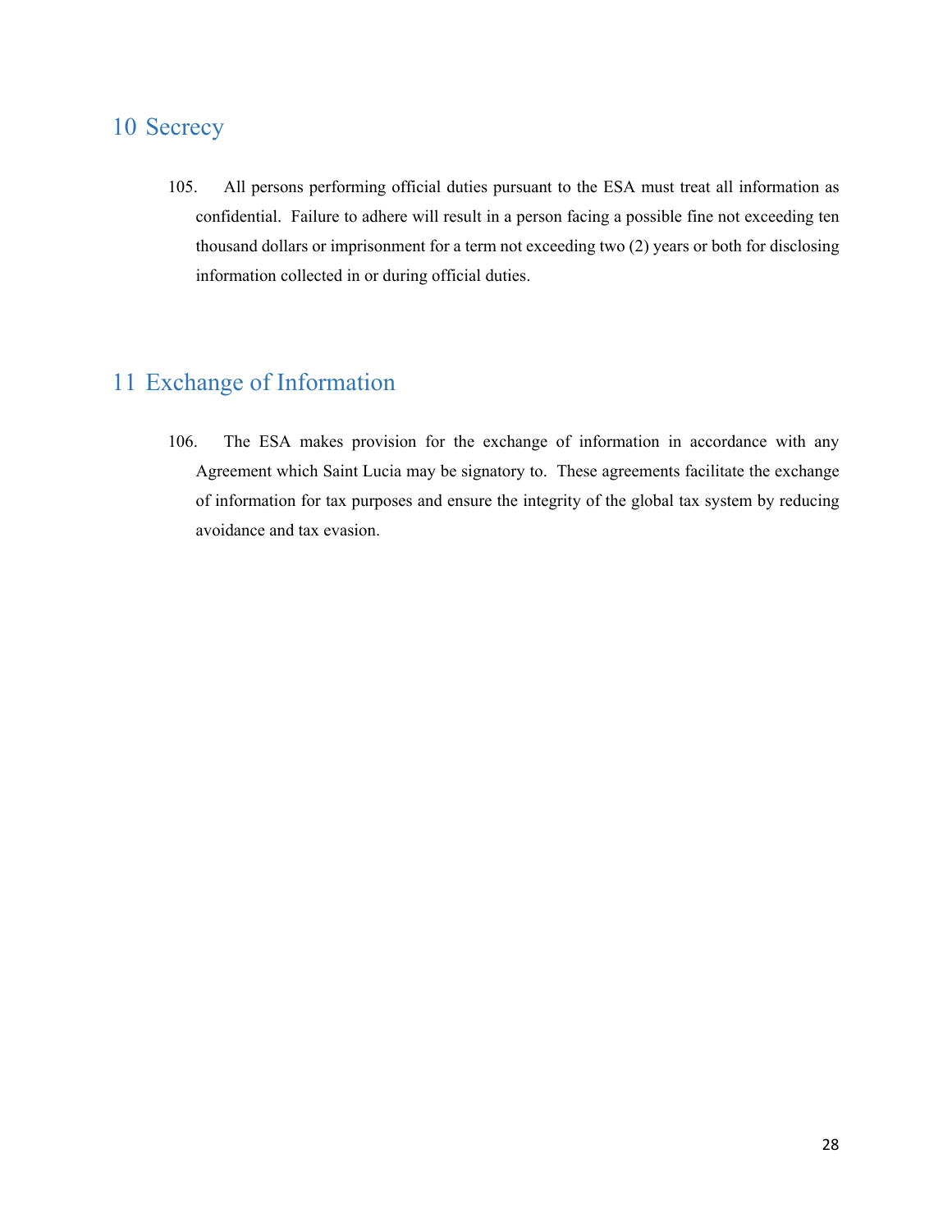# 10 Secrecy

105. All persons performing official duties pursuant to the ESA must treat all information as confidential. Failure to adhere will result in a person facing a possible fine not exceeding ten thousand dollars or imprisonment for a term not exceeding two (2) years or both for disclosing information collected in or during official duties.

# 11 Exchange of Information

106. The ESA makes provision for the exchange of information in accordance with any Agreement which Saint Lucia may be signatory to. These agreements facilitate the exchange of information for tax purposes and ensure the integrity of the global tax system by reducing avoidance and tax evasion.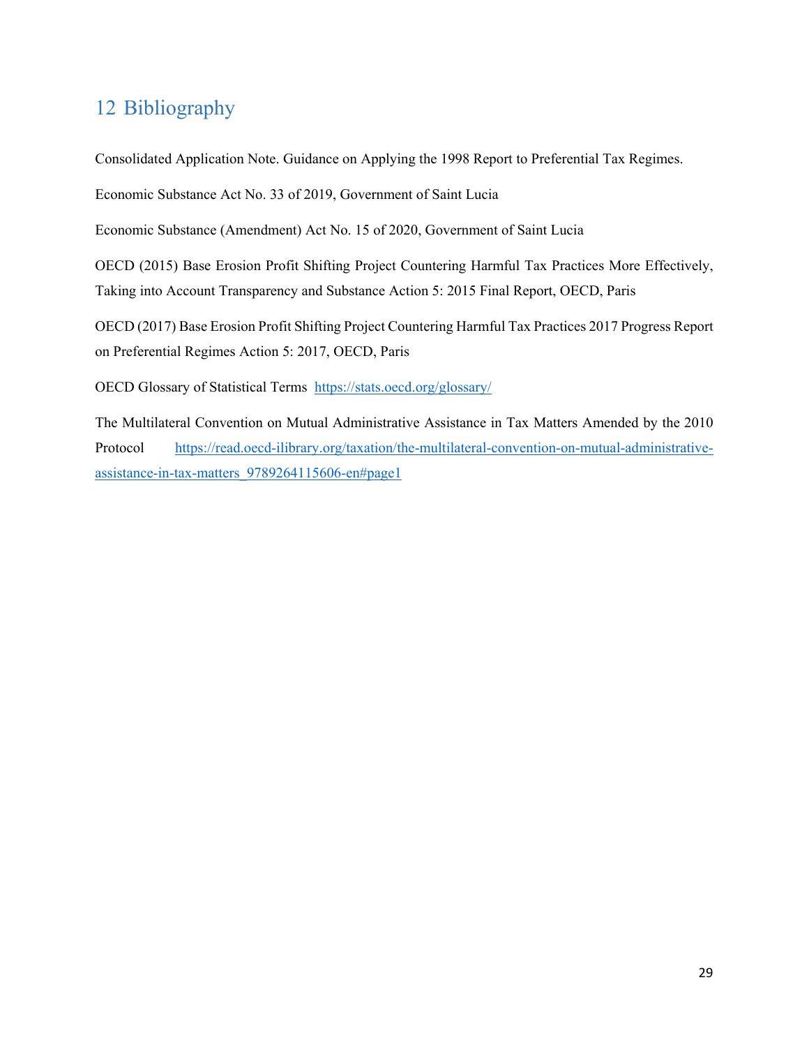# 12 Bibliography

Consolidated Application Note. Guidance on Applying the 1998 Report to Preferential Tax Regimes.

Economic Substance Act No. 33 of 2019, Government of Saint Lucia

Economic Substance (Amendment) Act No. 15 of 2020, Government of Saint Lucia

OECD (2015) Base Erosion Profit Shifting Project Countering Harmful Tax Practices More Effectively, Taking into Account Transparency and Substance Action 5: 2015 Final Report, OECD, Paris

OECD (2017) Base Erosion Profit Shifting Project Countering Harmful Tax Practices 2017 Progress Report on Preferential Regimes Action 5: 2017, OECD, Paris

OECD Glossary of Statistical Terms https://stats.oecd.org/glossary/

The Multilateral Convention on Mutual Administrative Assistance in Tax Matters Amended by the 2010 Protocol https://read.oecd-ilibrary.org/taxation/the-multilateral-convention-on-mutual-administrative-assistance-in-tax-matters_9789264115606-en#page1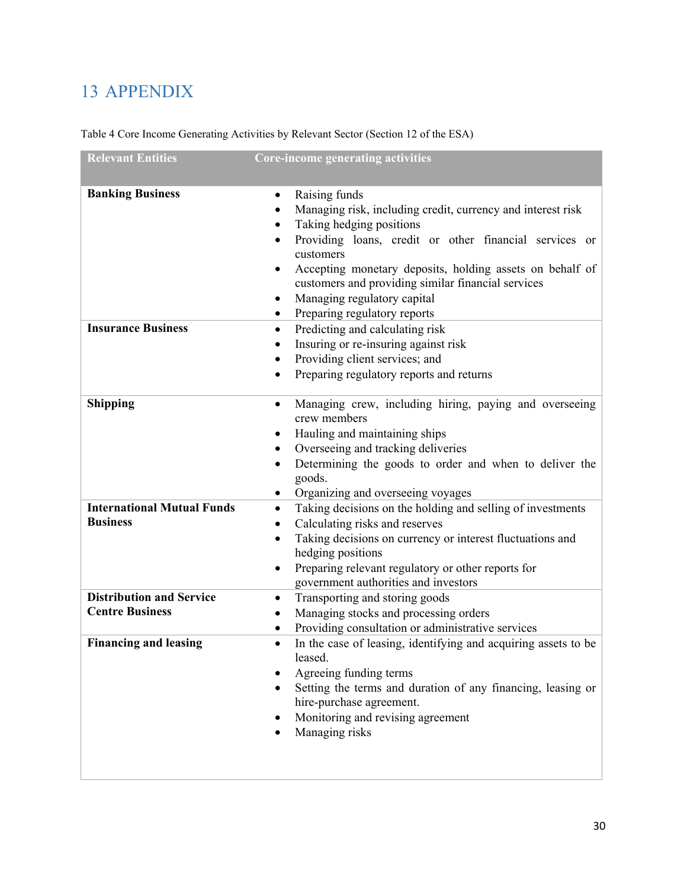# 13 APPENDIX

Table 4 Core Income Generating Activities by Relevant Sector (Section 12 of the ESA)

| Relevant Entities | Core-income generating activities |
|---|---|
| **Banking Business** | • Raising funds<br>• Managing risk, including credit, currency and interest risk<br>• Taking hedging positions<br>• Providing loans, credit or other financial services or customers<br>• Accepting monetary deposits, holding assets on behalf of customers and providing similar financial services<br>• Managing regulatory capital<br>• Preparing regulatory reports |
| **Insurance Business** | • Predicting and calculating risk<br>• Insuring or re-insuring against risk<br>• Providing client services; and<br>• Preparing regulatory reports and returns |
| **Shipping** | • Managing crew, including hiring, paying and overseeing crew members<br>• Hauling and maintaining ships<br>• Overseeing and tracking deliveries<br>• Determining the goods to order and when to deliver the goods.<br>• Organizing and overseeing voyages |
| **International Mutual Funds Business** | • Taking decisions on the holding and selling of investments<br>• Calculating risks and reserves<br>• Taking decisions on currency or interest fluctuations and hedging positions<br>• Preparing relevant regulatory or other reports for government authorities and investors |
| **Distribution and Service Centre Business** | • Transporting and storing goods<br>• Managing stocks and processing orders<br>• Providing consultation or administrative services |
| **Financing and leasing** | • In the case of leasing, identifying and acquiring assets to be leased.<br>• Agreeing funding terms<br>• Setting the terms and duration of any financing, leasing or hire-purchase agreement.<br>• Monitoring and revising agreement<br>• Managing risks |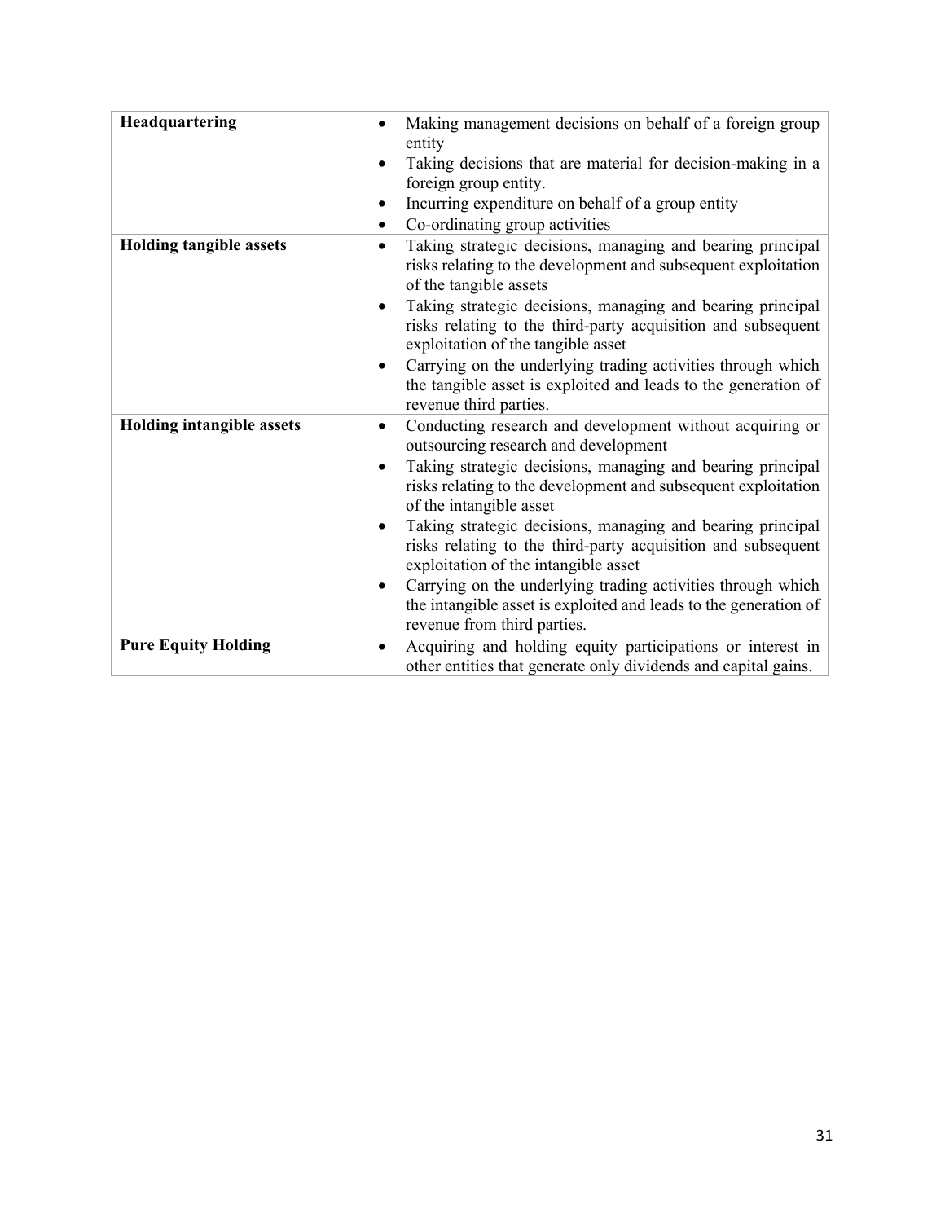| | |
|---|---|
| **Headquartering** | • Making management decisions on behalf of a foreign group entity<br>• Taking decisions that are material for decision-making in a foreign group entity.<br>• Incurring expenditure on behalf of a group entity<br>• Co-ordinating group activities |
| **Holding tangible assets** | • Taking strategic decisions, managing and bearing principal risks relating to the development and subsequent exploitation of the tangible assets<br>• Taking strategic decisions, managing and bearing principal risks relating to the third-party acquisition and subsequent exploitation of the tangible asset<br>• Carrying on the underlying trading activities through which the tangible asset is exploited and leads to the generation of revenue third parties. |
| **Holding intangible assets** | • Conducting research and development without acquiring or outsourcing research and development<br>• Taking strategic decisions, managing and bearing principal risks relating to the development and subsequent exploitation of the intangible asset<br>• Taking strategic decisions, managing and bearing principal risks relating to the third-party acquisition and subsequent exploitation of the intangible asset<br>• Carrying on the underlying trading activities through which the intangible asset is exploited and leads to the generation of revenue from third parties. |
| **Pure Equity Holding** | • Acquiring and holding equity participations or interest in other entities that generate only dividends and capital gains. |